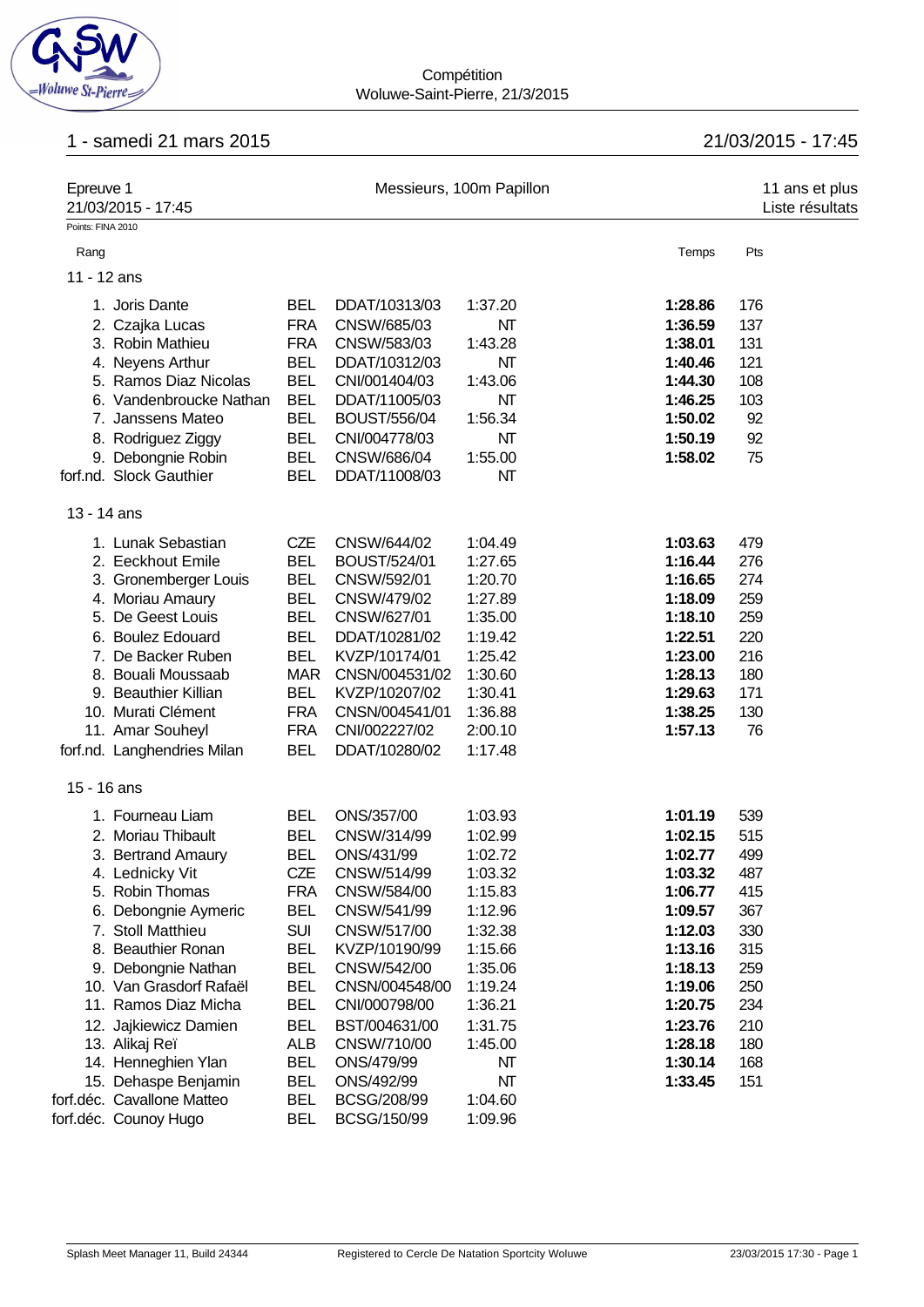Compétition
Woluwe-Saint-Pierre, 21/3/2015

## 1 - samedi 21 mars 2015

21/03/2015 - 17:45

### Epreuve 1 — Messieurs, 100m Papillon — 11 ans et plus

21/03/2015 - 17:45 — Liste résultats

Points: FINA 2010

| Rang | Nom | Nat. | Licence | Engagement | Temps | Pts |
|---|---|---|---|---|---|---|
| **11 - 12 ans** | | | | | | |
| 1. | Joris Dante | BEL | DDAT/10313/03 | 1:37.20 | **1:28.86** | 176 |
| 2. | Czajka Lucas | FRA | CNSW/685/03 | NT | **1:36.59** | 137 |
| 3. | Robin Mathieu | FRA | CNSW/583/03 | 1:43.28 | **1:38.01** | 131 |
| 4. | Neyens Arthur | BEL | DDAT/10312/03 | NT | **1:40.46** | 121 |
| 5. | Ramos Diaz Nicolas | BEL | CNI/001404/03 | 1:43.06 | **1:44.30** | 108 |
| 6. | Vandenbroucke Nathan | BEL | DDAT/11005/03 | NT | **1:46.25** | 103 |
| 7. | Janssens Mateo | BEL | BOUST/556/04 | 1:56.34 | **1:50.02** | 92 |
| 8. | Rodriguez Ziggy | BEL | CNI/004778/03 | NT | **1:50.19** | 92 |
| 9. | Debongnie Robin | BEL | CNSW/686/04 | 1:55.00 | **1:58.02** | 75 |
| forf.nd. | Slock Gauthier | BEL | DDAT/11008/03 | NT | | |
| **13 - 14 ans** | | | | | | |
| 1. | Lunak Sebastian | CZE | CNSW/644/02 | 1:04.49 | **1:03.63** | 479 |
| 2. | Eeckhout Emile | BEL | BOUST/524/01 | 1:27.65 | **1:16.44** | 276 |
| 3. | Gronemberger Louis | BEL | CNSW/592/01 | 1:20.70 | **1:16.65** | 274 |
| 4. | Moriau Amaury | BEL | CNSW/479/02 | 1:27.89 | **1:18.09** | 259 |
| 5. | De Geest Louis | BEL | CNSW/627/01 | 1:35.00 | **1:18.10** | 259 |
| 6. | Boulez Edouard | BEL | DDAT/10281/02 | 1:19.42 | **1:22.51** | 220 |
| 7. | De Backer Ruben | BEL | KVZP/10174/01 | 1:25.42 | **1:23.00** | 216 |
| 8. | Bouali Moussaab | MAR | CNSN/004531/02 | 1:30.60 | **1:28.13** | 180 |
| 9. | Beauthier Killian | BEL | KVZP/10207/02 | 1:30.41 | **1:29.63** | 171 |
| 10. | Murati Clément | FRA | CNSN/004541/01 | 1:36.88 | **1:38.25** | 130 |
| 11. | Amar Souheyl | FRA | CNI/002227/02 | 2:00.10 | **1:57.13** | 76 |
| forf.nd. | Langhendries Milan | BEL | DDAT/10280/02 | 1:17.48 | | |
| **15 - 16 ans** | | | | | | |
| 1. | Fourneau Liam | BEL | ONS/357/00 | 1:03.93 | **1:01.19** | 539 |
| 2. | Moriau Thibault | BEL | CNSW/314/99 | 1:02.99 | **1:02.15** | 515 |
| 3. | Bertrand Amaury | BEL | ONS/431/99 | 1:02.72 | **1:02.77** | 499 |
| 4. | Lednicky Vit | CZE | CNSW/514/99 | 1:03.32 | **1:03.32** | 487 |
| 5. | Robin Thomas | FRA | CNSW/584/00 | 1:15.83 | **1:06.77** | 415 |
| 6. | Debongnie Aymeric | BEL | CNSW/541/99 | 1:12.96 | **1:09.57** | 367 |
| 7. | Stoll Matthieu | SUI | CNSW/517/00 | 1:32.38 | **1:12.03** | 330 |
| 8. | Beauthier Ronan | BEL | KVZP/10190/99 | 1:15.66 | **1:13.16** | 315 |
| 9. | Debongnie Nathan | BEL | CNSW/542/00 | 1:35.06 | **1:18.13** | 259 |
| 10. | Van Grasdorf Rafaël | BEL | CNSN/004548/00 | 1:19.24 | **1:19.06** | 250 |
| 11. | Ramos Diaz Micha | BEL | CNI/000798/00 | 1:36.21 | **1:20.75** | 234 |
| 12. | Jajkiewicz Damien | BEL | BST/004631/00 | 1:31.75 | **1:23.76** | 210 |
| 13. | Alikaj Reï | ALB | CNSW/710/00 | 1:45.00 | **1:28.18** | 180 |
| 14. | Henneghien Ylan | BEL | ONS/479/99 | NT | **1:30.14** | 168 |
| 15. | Dehaspe Benjamin | BEL | ONS/492/99 | NT | **1:33.45** | 151 |
| forf.déc. | Cavallone Matteo | BEL | BCSG/208/99 | 1:04.60 | | |
| forf.déc. | Counoy Hugo | BEL | BCSG/150/99 | 1:09.96 | | |

Splash Meet Manager 11, Build 24344 — Registered to Cercle De Natation Sportcity Woluwe — 23/03/2015 17:30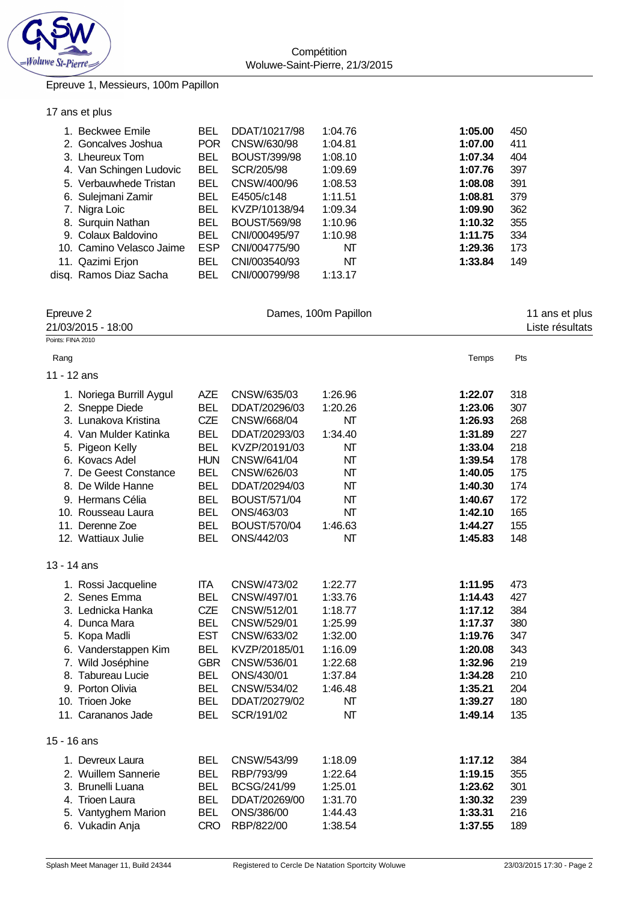Epreuve 1, Messieurs, 100m Papillon

17 ans et plus

| Rang | Nom | Nat. | Club | Temps engagé | Temps | Pts |
|---|---|---|---|---|---|---|
| 1. | Beckwee Emile | BEL | DDAT/10217/98 | 1:04.76 | **1:05.00** | 450 |
| 2. | Goncalves Joshua | POR | CNSW/630/98 | 1:04.81 | **1:07.00** | 411 |
| 3. | Lheureux Tom | BEL | BOUST/399/98 | 1:08.10 | **1:07.34** | 404 |
| 4. | Van Schingen Ludovic | BEL | SCR/205/98 | 1:09.69 | **1:07.76** | 397 |
| 5. | Verbauwhede Tristan | BEL | CNSW/400/96 | 1:08.53 | **1:08.08** | 391 |
| 6. | Sulejmani Zamir | BEL | E4505/c148 | 1:11.51 | **1:08.81** | 379 |
| 7. | Nigra Loic | BEL | KVZP/10138/94 | 1:09.34 | **1:09.90** | 362 |
| 8. | Surquin Nathan | BEL | BOUST/569/98 | 1:10.96 | **1:10.32** | 355 |
| 9. | Colaux Baldovino | BEL | CNI/000495/97 | 1:10.98 | **1:11.75** | 334 |
| 10. | Camino Velasco Jaime | ESP | CNI/004775/90 | NT | **1:29.36** | 173 |
| 11. | Qazimi Erjon | BEL | CNI/003540/93 | NT | **1:33.84** | 149 |
| disq. | Ramos Diaz Sacha | BEL | CNI/000799/98 | 1:13.17 | | |

Epreuve 2 — Dames, 100m Papillon — 11 ans et plus

21/03/2015 - 18:00 — Liste résultats

Points: FINA 2010

11 - 12 ans

| Rang | Nom | Nat. | Club | Temps engagé | Temps | Pts |
|---|---|---|---|---|---|---|
| 1. | Noriega Burrill Aygul | AZE | CNSW/635/03 | 1:26.96 | **1:22.07** | 318 |
| 2. | Sneppe Diede | BEL | DDAT/20296/03 | 1:20.26 | **1:23.06** | 307 |
| 3. | Lunakova Kristina | CZE | CNSW/668/04 | NT | **1:26.93** | 268 |
| 4. | Van Mulder Katinka | BEL | DDAT/20293/03 | 1:34.40 | **1:31.89** | 227 |
| 5. | Pigeon Kelly | BEL | KVZP/20191/03 | NT | **1:33.04** | 218 |
| 6. | Kovacs Adel | HUN | CNSW/641/04 | NT | **1:39.54** | 178 |
| 7. | De Geest Constance | BEL | CNSW/626/03 | NT | **1:40.05** | 175 |
| 8. | De Wilde Hanne | BEL | DDAT/20294/03 | NT | **1:40.30** | 174 |
| 9. | Hermans Célia | BEL | BOUST/571/04 | NT | **1:40.67** | 172 |
| 10. | Rousseau Laura | BEL | ONS/463/03 | NT | **1:42.10** | 165 |
| 11. | Derenne Zoe | BEL | BOUST/570/04 | 1:46.63 | **1:44.27** | 155 |
| 12. | Wattiaux Julie | BEL | ONS/442/03 | NT | **1:45.83** | 148 |

13 - 14 ans

| Rang | Nom | Nat. | Club | Temps engagé | Temps | Pts |
|---|---|---|---|---|---|---|
| 1. | Rossi Jacqueline | ITA | CNSW/473/02 | 1:22.77 | **1:11.95** | 473 |
| 2. | Senes Emma | BEL | CNSW/497/01 | 1:33.76 | **1:14.43** | 427 |
| 3. | Lednicka Hanka | CZE | CNSW/512/01 | 1:18.77 | **1:17.12** | 384 |
| 4. | Dunca Mara | BEL | CNSW/529/01 | 1:25.99 | **1:17.37** | 380 |
| 5. | Kopa Madli | EST | CNSW/633/02 | 1:32.00 | **1:19.76** | 347 |
| 6. | Vanderstappen Kim | BEL | KVZP/20185/01 | 1:16.09 | **1:20.08** | 343 |
| 7. | Wild Joséphine | GBR | CNSW/536/01 | 1:22.68 | **1:32.96** | 219 |
| 8. | Tabureau Lucie | BEL | ONS/430/01 | 1:37.84 | **1:34.28** | 210 |
| 9. | Porton Olivia | BEL | CNSW/534/02 | 1:46.48 | **1:35.21** | 204 |
| 10. | Trioen Joke | BEL | DDAT/20279/02 | NT | **1:39.27** | 180 |
| 11. | Carananos Jade | BEL | SCR/191/02 | NT | **1:49.14** | 135 |

15 - 16 ans

| Rang | Nom | Nat. | Club | Temps engagé | Temps | Pts |
|---|---|---|---|---|---|---|
| 1. | Devreux Laura | BEL | CNSW/543/99 | 1:18.09 | **1:17.12** | 384 |
| 2. | Wuillem Sannerie | BEL | RBP/793/99 | 1:22.64 | **1:19.15** | 355 |
| 3. | Brunelli Luana | BEL | BCSG/241/99 | 1:25.01 | **1:23.62** | 301 |
| 4. | Trioen Laura | BEL | DDAT/20269/00 | 1:31.70 | **1:30.32** | 239 |
| 5. | Vantyghem Marion | BEL | ONS/386/00 | 1:44.43 | **1:33.31** | 216 |
| 6. | Vukadin Anja | CRO | RBP/822/00 | 1:38.54 | **1:37.55** | 189 |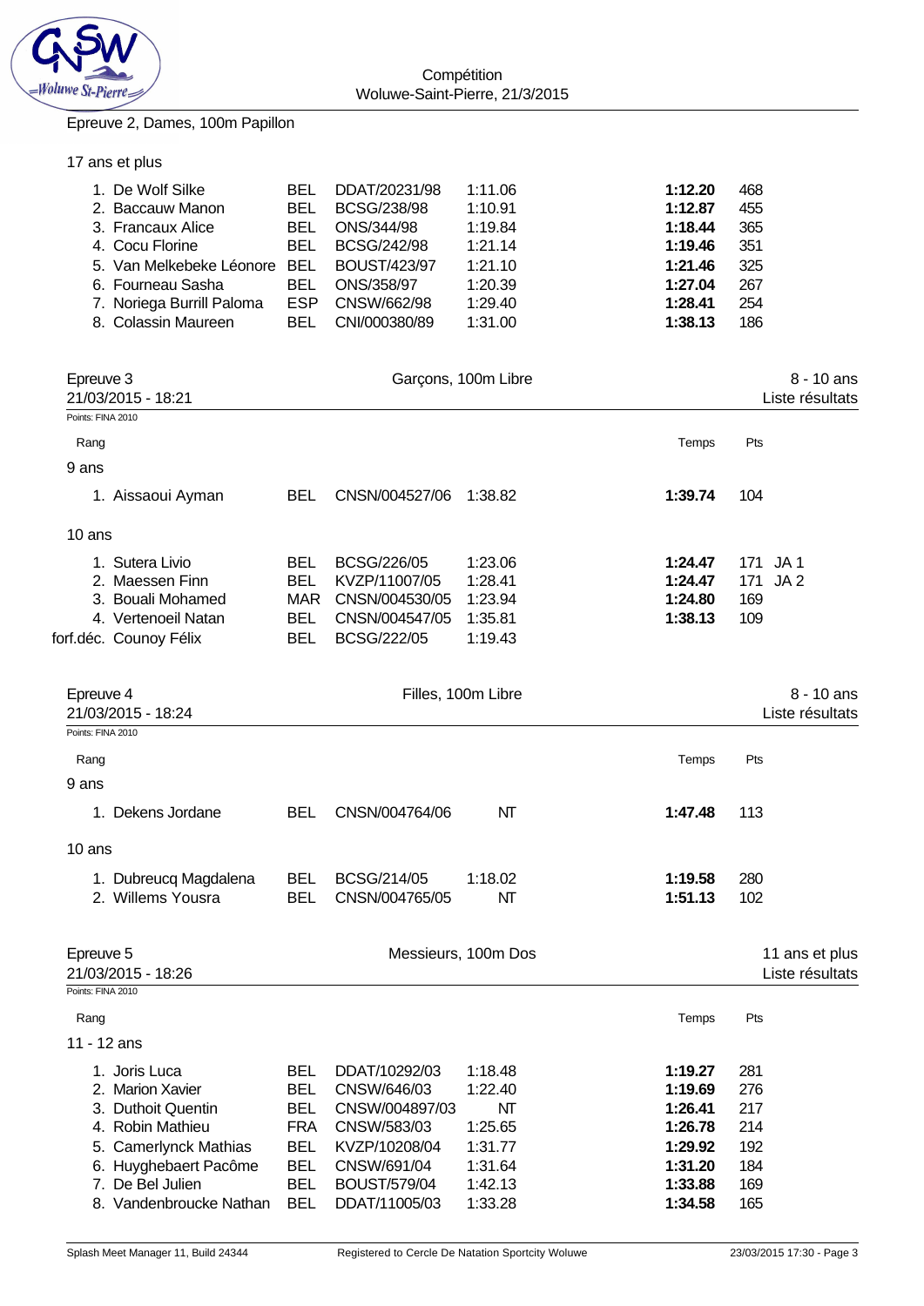Epreuve 2, Dames, 100m Papillon

17 ans et plus

| Rang | Nom | Nat. | Club/Licence | Temps d'engagement | Temps | Pts |
|---|---|---|---|---|---|---|
| 1. | De Wolf Silke | BEL | DDAT/20231/98 | 1:11.06 | **1:12.20** | 468 |
| 2. | Baccauw Manon | BEL | BCSG/238/98 | 1:10.91 | **1:12.87** | 455 |
| 3. | Francaux Alice | BEL | ONS/344/98 | 1:19.84 | **1:18.44** | 365 |
| 4. | Cocu Florine | BEL | BCSG/242/98 | 1:21.14 | **1:19.46** | 351 |
| 5. | Van Melkebeke Léonore | BEL | BOUST/423/97 | 1:21.10 | **1:21.46** | 325 |
| 6. | Fourneau Sasha | BEL | ONS/358/97 | 1:20.39 | **1:27.04** | 267 |
| 7. | Noriega Burrill Paloma | ESP | CNSW/662/98 | 1:29.40 | **1:28.41** | 254 |
| 8. | Colassin Maureen | BEL | CNI/000380/89 | 1:31.00 | **1:38.13** | 186 |

## Epreuve 3 — Garçons, 100m Libre — 8 - 10 ans

21/03/2015 - 18:21 — Liste résultats

Points: FINA 2010

9 ans

| Rang | Nom | Nat. | Club/Licence | Temps d'engagement | Temps | Pts |
|---|---|---|---|---|---|---|
| 1. | Aissaoui Ayman | BEL | CNSN/004527/06 | 1:38.82 | **1:39.74** | 104 |

10 ans

| Rang | Nom | Nat. | Club/Licence | Temps d'engagement | Temps | Pts |
|---|---|---|---|---|---|---|
| 1. | Sutera Livio | BEL | BCSG/226/05 | 1:23.06 | **1:24.47** | 171 JA 1 |
| 2. | Maessen Finn | BEL | KVZP/11007/05 | 1:28.41 | **1:24.47** | 171 JA 2 |
| 3. | Bouali Mohamed | MAR | CNSN/004530/05 | 1:23.94 | **1:24.80** | 169 |
| 4. | Vertenoeil Natan | BEL | CNSN/004547/05 | 1:35.81 | **1:38.13** | 109 |
| forf.déc. | Counoy Félix | BEL | BCSG/222/05 | 1:19.43 | | |

## Epreuve 4 — Filles, 100m Libre — 8 - 10 ans

21/03/2015 - 18:24 — Liste résultats

Points: FINA 2010

9 ans

| Rang | Nom | Nat. | Club/Licence | Temps d'engagement | Temps | Pts |
|---|---|---|---|---|---|---|
| 1. | Dekens Jordane | BEL | CNSN/004764/06 | NT | **1:47.48** | 113 |

10 ans

| Rang | Nom | Nat. | Club/Licence | Temps d'engagement | Temps | Pts |
|---|---|---|---|---|---|---|
| 1. | Dubreucq Magdalena | BEL | BCSG/214/05 | 1:18.02 | **1:19.58** | 280 |
| 2. | Willems Yousra | BEL | CNSN/004765/05 | NT | **1:51.13** | 102 |

## Epreuve 5 — Messieurs, 100m Dos — 11 ans et plus

21/03/2015 - 18:26 — Liste résultats

Points: FINA 2010

11 - 12 ans

| Rang | Nom | Nat. | Club/Licence | Temps d'engagement | Temps | Pts |
|---|---|---|---|---|---|---|
| 1. | Joris Luca | BEL | DDAT/10292/03 | 1:18.48 | **1:19.27** | 281 |
| 2. | Marion Xavier | BEL | CNSW/646/03 | 1:22.40 | **1:19.69** | 276 |
| 3. | Duthoit Quentin | BEL | CNSW/004897/03 | NT | **1:26.41** | 217 |
| 4. | Robin Mathieu | FRA | CNSW/583/03 | 1:25.65 | **1:26.78** | 214 |
| 5. | Camerlynck Mathias | BEL | KVZP/10208/04 | 1:31.77 | **1:29.92** | 192 |
| 6. | Huyghebaert Pacôme | BEL | CNSW/691/04 | 1:31.64 | **1:31.20** | 184 |
| 7. | De Bel Julien | BEL | BOUST/579/04 | 1:42.13 | **1:33.88** | 169 |
| 8. | Vandenbroucke Nathan | BEL | DDAT/11005/03 | 1:33.28 | **1:34.58** | 165 |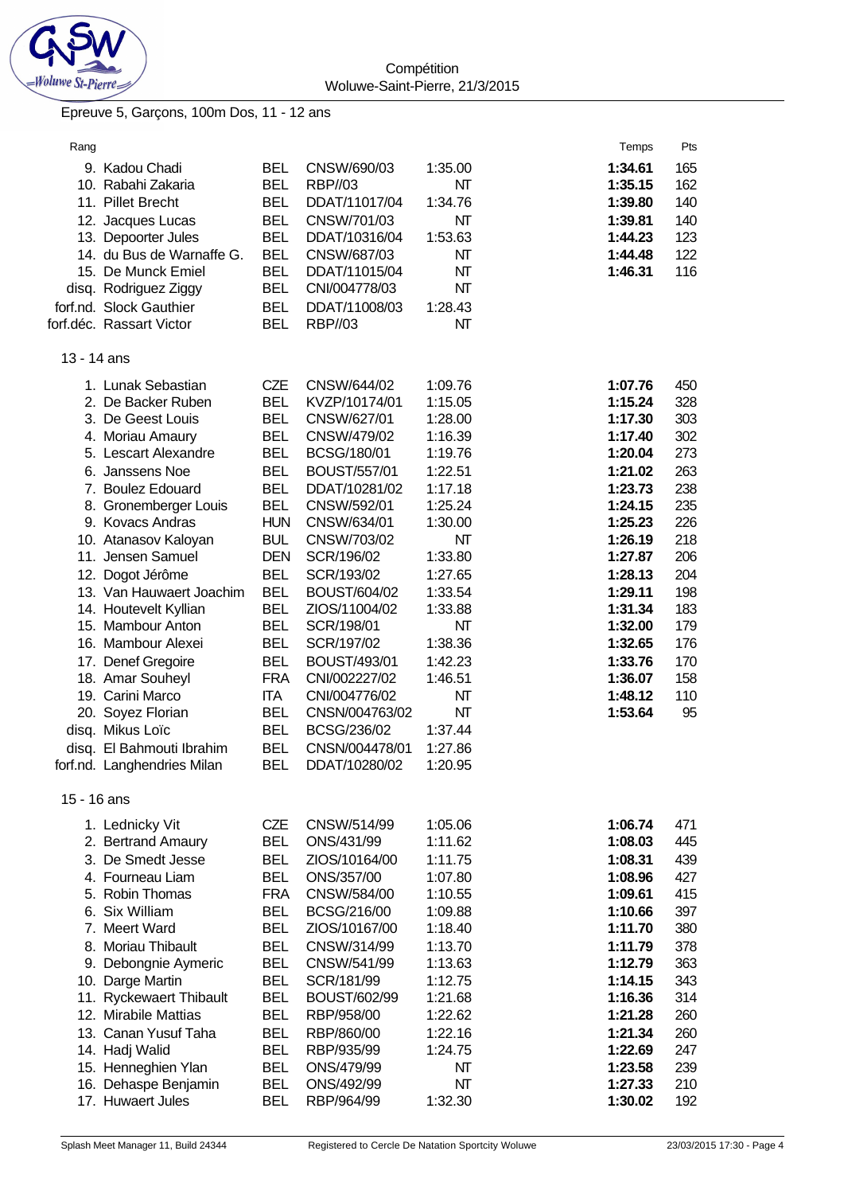Compétition
Woluwe-Saint-Pierre, 21/3/2015

## Epreuve 5, Garçons, 100m Dos, 11 - 12 ans

| Rang | Nom | Nat. | Club | Temps d'inscription | Temps | Pts |
|---|---|---|---|---|---|---|
| 9. | Kadou Chadi | BEL | CNSW/690/03 | 1:35.00 | **1:34.61** | 165 |
| 10. | Rabahi Zakaria | BEL | RBP//03 | NT | **1:35.15** | 162 |
| 11. | Pillet Brecht | BEL | DDAT/11017/04 | 1:34.76 | **1:39.80** | 140 |
| 12. | Jacques Lucas | BEL | CNSW/701/03 | NT | **1:39.81** | 140 |
| 13. | Depoorter Jules | BEL | DDAT/10316/04 | 1:53.63 | **1:44.23** | 123 |
| 14. | du Bus de Warnaffe G. | BEL | CNSW/687/03 | NT | **1:44.48** | 122 |
| 15. | De Munck Emiel | BEL | DDAT/11015/04 | NT | **1:46.31** | 116 |
| disq. | Rodriguez Ziggy | BEL | CNI/004778/03 | NT | | |
| forf.nd. | Slock Gauthier | BEL | DDAT/11008/03 | 1:28.43 | | |
| forf.déc. | Rassart Victor | BEL | RBP//03 | NT | | |

### 13 - 14 ans

| Rang | Nom | Nat. | Club | Temps d'inscription | Temps | Pts |
|---|---|---|---|---|---|---|
| 1. | Lunak Sebastian | CZE | CNSW/644/02 | 1:09.76 | **1:07.76** | 450 |
| 2. | De Backer Ruben | BEL | KVZP/10174/01 | 1:15.05 | **1:15.24** | 328 |
| 3. | De Geest Louis | BEL | CNSW/627/01 | 1:28.00 | **1:17.30** | 303 |
| 4. | Moriau Amaury | BEL | CNSW/479/02 | 1:16.39 | **1:17.40** | 302 |
| 5. | Lescart Alexandre | BEL | BCSG/180/01 | 1:19.76 | **1:20.04** | 273 |
| 6. | Janssens Noe | BEL | BOUST/557/01 | 1:22.51 | **1:21.02** | 263 |
| 7. | Boulez Edouard | BEL | DDAT/10281/02 | 1:17.18 | **1:23.73** | 238 |
| 8. | Gronemberger Louis | BEL | CNSW/592/01 | 1:25.24 | **1:24.15** | 235 |
| 9. | Kovacs Andras | HUN | CNSW/634/01 | 1:30.00 | **1:25.23** | 226 |
| 10. | Atanasov Kaloyan | BUL | CNSW/703/02 | NT | **1:26.19** | 218 |
| 11. | Jensen Samuel | DEN | SCR/196/02 | 1:33.80 | **1:27.87** | 206 |
| 12. | Dogot Jérôme | BEL | SCR/193/02 | 1:27.65 | **1:28.13** | 204 |
| 13. | Van Hauwaert Joachim | BEL | BOUST/604/02 | 1:33.54 | **1:29.11** | 198 |
| 14. | Houtevelt Kyllian | BEL | ZIOS/11004/02 | 1:33.88 | **1:31.34** | 183 |
| 15. | Mambour Anton | BEL | SCR/198/01 | NT | **1:32.00** | 179 |
| 16. | Mambour Alexei | BEL | SCR/197/02 | 1:38.36 | **1:32.65** | 176 |
| 17. | Denef Gregoire | BEL | BOUST/493/01 | 1:42.23 | **1:33.76** | 170 |
| 18. | Amar Souheyl | FRA | CNI/002227/02 | 1:46.51 | **1:36.07** | 158 |
| 19. | Carini Marco | ITA | CNI/004776/02 | NT | **1:48.12** | 110 |
| 20. | Soyez Florian | BEL | CNSN/004763/02 | NT | **1:53.64** | 95 |
| disq. | Mikus Loïc | BEL | BCSG/236/02 | 1:37.44 | | |
| disq. | El Bahmouti Ibrahim | BEL | CNSN/004478/01 | 1:27.86 | | |
| forf.nd. | Langhendries Milan | BEL | DDAT/10280/02 | 1:20.95 | | |

### 15 - 16 ans

| Rang | Nom | Nat. | Club | Temps d'inscription | Temps | Pts |
|---|---|---|---|---|---|---|
| 1. | Lednicky Vit | CZE | CNSW/514/99 | 1:05.06 | **1:06.74** | 471 |
| 2. | Bertrand Amaury | BEL | ONS/431/99 | 1:11.62 | **1:08.03** | 445 |
| 3. | De Smedt Jesse | BEL | ZIOS/10164/00 | 1:11.75 | **1:08.31** | 439 |
| 4. | Fourneau Liam | BEL | ONS/357/00 | 1:07.80 | **1:08.96** | 427 |
| 5. | Robin Thomas | FRA | CNSW/584/00 | 1:10.55 | **1:09.61** | 415 |
| 6. | Six William | BEL | BCSG/216/00 | 1:09.88 | **1:10.66** | 397 |
| 7. | Meert Ward | BEL | ZIOS/10167/00 | 1:18.40 | **1:11.70** | 380 |
| 8. | Moriau Thibault | BEL | CNSW/314/99 | 1:13.70 | **1:11.79** | 378 |
| 9. | Debongnie Aymeric | BEL | CNSW/541/99 | 1:13.63 | **1:12.79** | 363 |
| 10. | Darge Martin | BEL | SCR/181/99 | 1:12.75 | **1:14.15** | 343 |
| 11. | Ryckewaert Thibault | BEL | BOUST/602/99 | 1:21.68 | **1:16.36** | 314 |
| 12. | Mirabile Mattias | BEL | RBP/958/00 | 1:22.62 | **1:21.28** | 260 |
| 13. | Canan Yusuf Taha | BEL | RBP/860/00 | 1:22.16 | **1:21.34** | 260 |
| 14. | Hadj Walid | BEL | RBP/935/99 | 1:24.75 | **1:22.69** | 247 |
| 15. | Henneghien Ylan | BEL | ONS/479/99 | NT | **1:23.58** | 239 |
| 16. | Dehaspe Benjamin | BEL | ONS/492/99 | NT | **1:27.33** | 210 |
| 17. | Huwaert Jules | BEL | RBP/964/99 | 1:32.30 | **1:30.02** | 192 |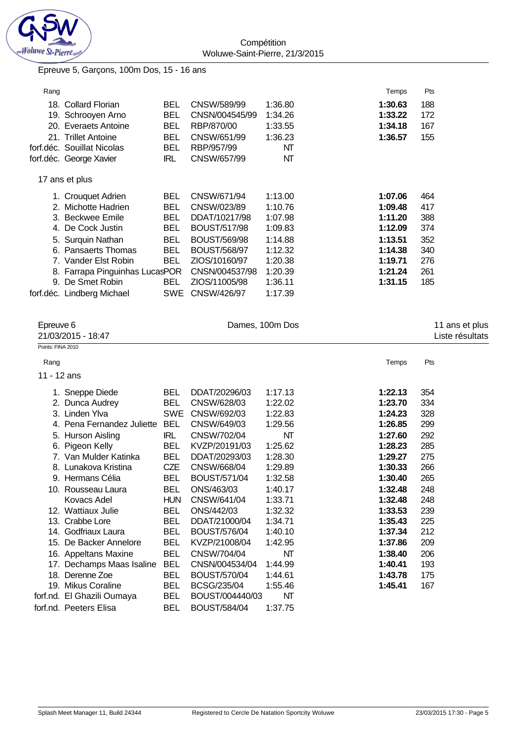Compétition
Woluwe-Saint-Pierre, 21/3/2015

Epreuve 5, Garçons, 100m Dos, 15 - 16 ans

| Rang | Nom | Nat. | Club | Temps d'engagement | Temps | Pts |
|---|---|---|---|---|---|---|
| 18. | Collard Florian | BEL | CNSW/589/99 | 1:36.80 | **1:30.63** | 188 |
| 19. | Schrooyen Arno | BEL | CNSN/004545/99 | 1:34.26 | **1:33.22** | 172 |
| 20. | Everaets Antoine | BEL | RBP/870/00 | 1:33.55 | **1:34.18** | 167 |
| 21. | Trillet Antoine | BEL | CNSW/651/99 | 1:36.23 | **1:36.57** | 155 |
| forf.déc. | Souillat Nicolas | BEL | RBP/957/99 | NT | | |
| forf.déc. | George Xavier | IRL | CNSW/657/99 | NT | | |

17 ans et plus

| Rang | Nom | Nat. | Club | Temps d'engagement | Temps | Pts |
|---|---|---|---|---|---|---|
| 1. | Crouquet Adrien | BEL | CNSW/671/94 | 1:13.00 | **1:07.06** | 464 |
| 2. | Michotte Hadrien | BEL | CNSW/023/89 | 1:10.76 | **1:09.48** | 417 |
| 3. | Beckwee Emile | BEL | DDAT/10217/98 | 1:07.98 | **1:11.20** | 388 |
| 4. | De Cock Justin | BEL | BOUST/517/98 | 1:09.83 | **1:12.09** | 374 |
| 5. | Surquin Nathan | BEL | BOUST/569/98 | 1:14.88 | **1:13.51** | 352 |
| 6. | Pansaerts Thomas | BEL | BOUST/568/97 | 1:12.32 | **1:14.38** | 340 |
| 7. | Vander Elst Robin | BEL | ZIOS/10160/97 | 1:20.38 | **1:19.71** | 276 |
| 8. | Farrapa Pinguinhas Lucas | POR | CNSN/004537/98 | 1:20.39 | **1:21.24** | 261 |
| 9. | De Smet Robin | BEL | ZIOS/11005/98 | 1:36.11 | **1:31.15** | 185 |
| forf.déc. | Lindberg Michael | SWE | CNSW/426/97 | 1:17.39 | | |

Epreuve 6 — Dames, 100m Dos — 11 ans et plus
21/03/2015 - 18:47 — Liste résultats

Points: FINA 2010

11 - 12 ans

| Rang | Nom | Nat. | Club | Temps d'engagement | Temps | Pts |
|---|---|---|---|---|---|---|
| 1. | Sneppe Diede | BEL | DDAT/20296/03 | 1:17.13 | **1:22.13** | 354 |
| 2. | Dunca Audrey | BEL | CNSW/628/03 | 1:22.02 | **1:23.70** | 334 |
| 3. | Linden Ylva | SWE | CNSW/692/03 | 1:22.83 | **1:24.23** | 328 |
| 4. | Pena Fernandez Juliette | BEL | CNSW/649/03 | 1:29.56 | **1:26.85** | 299 |
| 5. | Hurson Aisling | IRL | CNSW/702/04 | NT | **1:27.60** | 292 |
| 6. | Pigeon Kelly | BEL | KVZP/20191/03 | 1:25.62 | **1:28.23** | 285 |
| 7. | Van Mulder Katinka | BEL | DDAT/20293/03 | 1:28.30 | **1:29.27** | 275 |
| 8. | Lunakova Kristina | CZE | CNSW/668/04 | 1:29.89 | **1:30.33** | 266 |
| 9. | Hermans Célia | BEL | BOUST/571/04 | 1:32.58 | **1:30.40** | 265 |
| 10. | Rousseau Laura | BEL | ONS/463/03 | 1:40.17 | **1:32.48** | 248 |
| | Kovacs Adel | HUN | CNSW/641/04 | 1:33.71 | **1:32.48** | 248 |
| 12. | Wattiaux Julie | BEL | ONS/442/03 | 1:32.32 | **1:33.53** | 239 |
| 13. | Crabbe Lore | BEL | DDAT/21000/04 | 1:34.71 | **1:35.43** | 225 |
| 14. | Godfriaux Laura | BEL | BOUST/576/04 | 1:40.10 | **1:37.34** | 212 |
| 15. | De Backer Annelore | BEL | KVZP/21008/04 | 1:42.95 | **1:37.86** | 209 |
| 16. | Appeltans Maxine | BEL | CNSW/704/04 | NT | **1:38.40** | 206 |
| 17. | Dechamps Maas Isaline | BEL | CNSN/004534/04 | 1:44.99 | **1:40.41** | 193 |
| 18. | Derenne Zoe | BEL | BOUST/570/04 | 1:44.61 | **1:43.78** | 175 |
| 19. | Mikus Coraline | BEL | BCSG/235/04 | 1:55.46 | **1:45.41** | 167 |
| forf.nd. | El Ghazili Oumaya | BEL | BOUST/004440/03 | NT | | |
| forf.nd. | Peeters Elisa | BEL | BOUST/584/04 | 1:37.75 | | |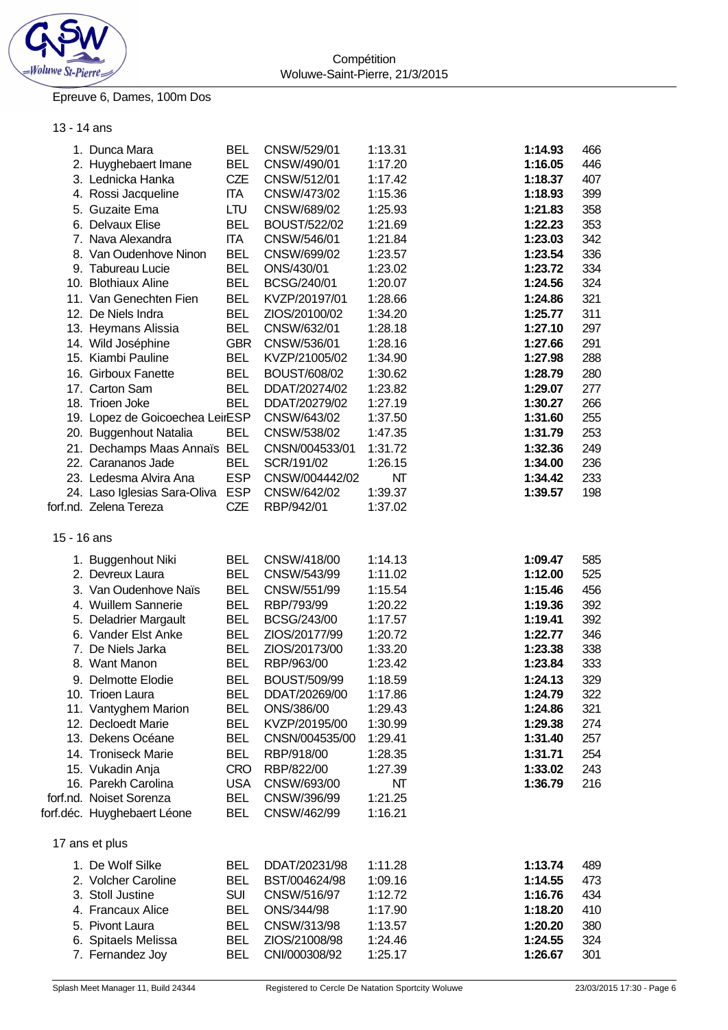Compétition
Woluwe-Saint-Pierre, 21/3/2015

Epreuve 6, Dames, 100m Dos

### 13 - 14 ans

| Pl. | Nom | Nat. | Club | Temps d'engagement | Temps | Points |
|---|---|---|---|---|---|---|
| 1. | Dunca Mara | BEL | CNSW/529/01 | 1:13.31 | **1:14.93** | 466 |
| 2. | Huyghebaert Imane | BEL | CNSW/490/01 | 1:17.20 | **1:16.05** | 446 |
| 3. | Lednicka Hanka | CZE | CNSW/512/01 | 1:17.42 | **1:18.37** | 407 |
| 4. | Rossi Jacqueline | ITA | CNSW/473/02 | 1:15.36 | **1:18.93** | 399 |
| 5. | Guzaite Ema | LTU | CNSW/689/02 | 1:25.93 | **1:21.83** | 358 |
| 6. | Delvaux Elise | BEL | BOUST/522/02 | 1:21.69 | **1:22.23** | 353 |
| 7. | Nava Alexandra | ITA | CNSW/546/01 | 1:21.84 | **1:23.03** | 342 |
| 8. | Van Oudenhove Ninon | BEL | CNSW/699/02 | 1:23.57 | **1:23.54** | 336 |
| 9. | Tabureau Lucie | BEL | ONS/430/01 | 1:23.02 | **1:23.72** | 334 |
| 10. | Blothiaux Aline | BEL | BCSG/240/01 | 1:20.07 | **1:24.56** | 324 |
| 11. | Van Genechten Fien | BEL | KVZP/20197/01 | 1:28.66 | **1:24.86** | 321 |
| 12. | De Niels Indra | BEL | ZIOS/20100/02 | 1:34.20 | **1:25.77** | 311 |
| 13. | Heymans Alissia | BEL | CNSW/632/01 | 1:28.18 | **1:27.10** | 297 |
| 14. | Wild Joséphine | GBR | CNSW/536/01 | 1:28.16 | **1:27.66** | 291 |
| 15. | Kiambi Pauline | BEL | KVZP/21005/02 | 1:34.90 | **1:27.98** | 288 |
| 16. | Girboux Fanette | BEL | BOUST/608/02 | 1:30.62 | **1:28.79** | 280 |
| 17. | Carton Sam | BEL | DDAT/20274/02 | 1:23.82 | **1:29.07** | 277 |
| 18. | Trioen Joke | BEL | DDAT/20279/02 | 1:27.19 | **1:30.27** | 266 |
| 19. | Lopez de Goicoechea Leir | ESP | CNSW/643/02 | 1:37.50 | **1:31.60** | 255 |
| 20. | Buggenhout Natalia | BEL | CNSW/538/02 | 1:47.35 | **1:31.79** | 253 |
| 21. | Dechamps Maas Annaïs | BEL | CNSN/004533/01 | 1:31.72 | **1:32.36** | 249 |
| 22. | Carananos Jade | BEL | SCR/191/02 | 1:26.15 | **1:34.00** | 236 |
| 23. | Ledesma Alvira Ana | ESP | CNSW/004442/02 | NT | **1:34.42** | 233 |
| 24. | Laso Iglesias Sara-Oliva | ESP | CNSW/642/02 | 1:39.37 | **1:39.57** | 198 |
| forf.nd. | Zelena Tereza | CZE | RBP/942/01 | 1:37.02 | | |

### 15 - 16 ans

| Pl. | Nom | Nat. | Club | Temps d'engagement | Temps | Points |
|---|---|---|---|---|---|---|
| 1. | Buggenhout Niki | BEL | CNSW/418/00 | 1:14.13 | **1:09.47** | 585 |
| 2. | Devreux Laura | BEL | CNSW/543/99 | 1:11.02 | **1:12.00** | 525 |
| 3. | Van Oudenhove Naïs | BEL | CNSW/551/99 | 1:15.54 | **1:15.46** | 456 |
| 4. | Wuillem Sannerie | BEL | RBP/793/99 | 1:20.22 | **1:19.36** | 392 |
| 5. | Deladrier Margault | BEL | BCSG/243/00 | 1:17.57 | **1:19.41** | 392 |
| 6. | Vander Elst Anke | BEL | ZIOS/20177/99 | 1:20.72 | **1:22.77** | 346 |
| 7. | De Niels Jarka | BEL | ZIOS/20173/00 | 1:33.20 | **1:23.38** | 338 |
| 8. | Want Manon | BEL | RBP/963/00 | 1:23.42 | **1:23.84** | 333 |
| 9. | Delmotte Elodie | BEL | BOUST/509/99 | 1:18.59 | **1:24.13** | 329 |
| 10. | Trioen Laura | BEL | DDAT/20269/00 | 1:17.86 | **1:24.79** | 322 |
| 11. | Vantyghem Marion | BEL | ONS/386/00 | 1:29.43 | **1:24.86** | 321 |
| 12. | Decloedt Marie | BEL | KVZP/20195/00 | 1:30.99 | **1:29.38** | 274 |
| 13. | Dekens Océane | BEL | CNSN/004535/00 | 1:29.41 | **1:31.40** | 257 |
| 14. | Troniseck Marie | BEL | RBP/918/00 | 1:28.35 | **1:31.71** | 254 |
| 15. | Vukadin Anja | CRO | RBP/822/00 | 1:27.39 | **1:33.02** | 243 |
| 16. | Parekh Carolina | USA | CNSW/693/00 | NT | **1:36.79** | 216 |
| forf.nd. | Noiset Sorenza | BEL | CNSW/396/99 | 1:21.25 | | |
| forf.déc. | Huyghebaert Léone | BEL | CNSW/462/99 | 1:16.21 | | |

### 17 ans et plus

| Pl. | Nom | Nat. | Club | Temps d'engagement | Temps | Points |
|---|---|---|---|---|---|---|
| 1. | De Wolf Silke | BEL | DDAT/20231/98 | 1:11.28 | **1:13.74** | 489 |
| 2. | Volcher Caroline | BEL | BST/004624/98 | 1:09.16 | **1:14.55** | 473 |
| 3. | Stoll Justine | SUI | CNSW/516/97 | 1:12.72 | **1:16.76** | 434 |
| 4. | Francaux Alice | BEL | ONS/344/98 | 1:17.90 | **1:18.20** | 410 |
| 5. | Pivont Laura | BEL | CNSW/313/98 | 1:13.57 | **1:20.20** | 380 |
| 6. | Spitaels Melissa | BEL | ZIOS/21008/98 | 1:24.46 | **1:24.55** | 324 |
| 7. | Fernandez Joy | BEL | CNI/000308/92 | 1:25.17 | **1:26.67** | 301 |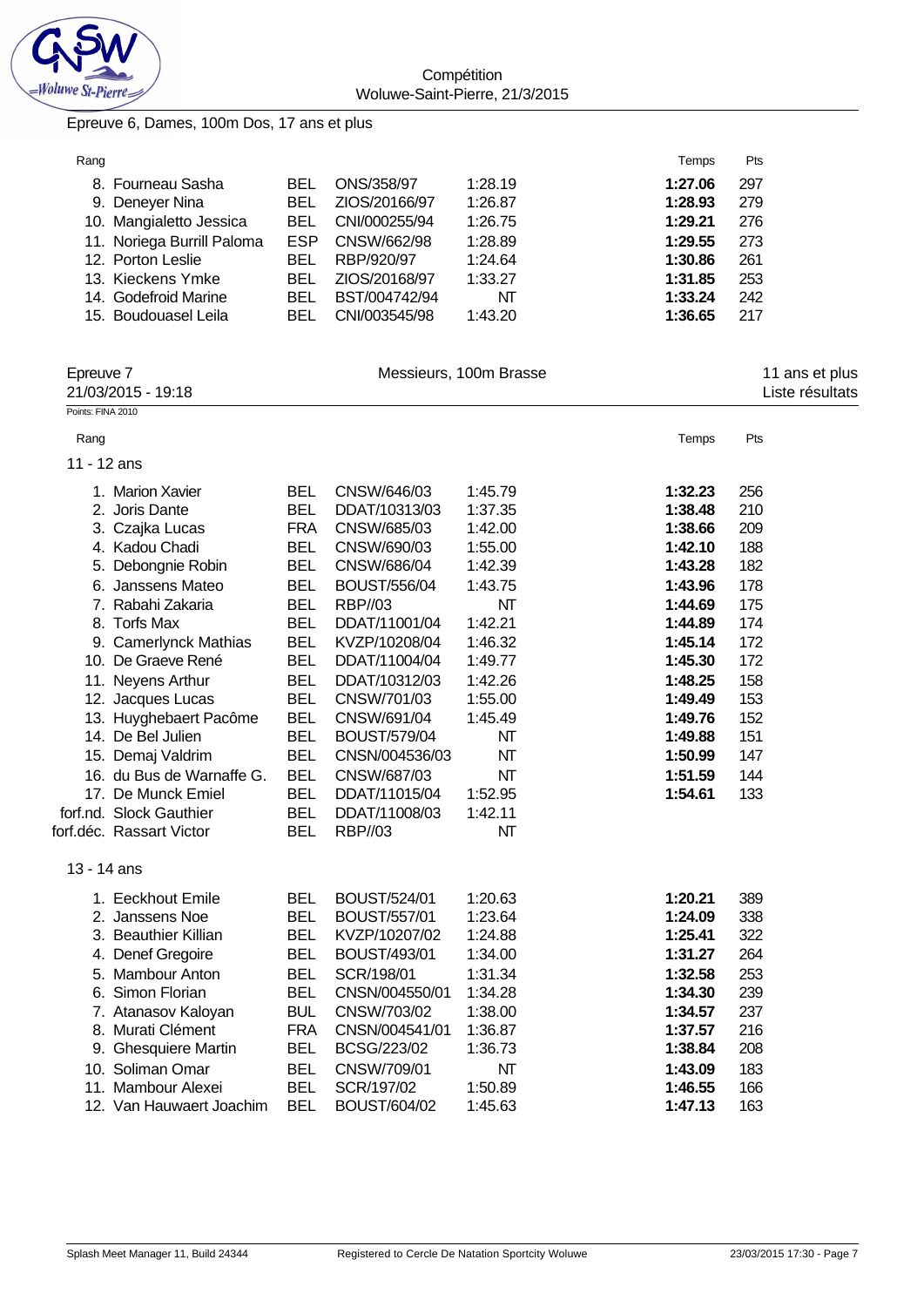Epreuve 6, Dames, 100m Dos, 17 ans et plus

| Rang | | | | | Temps | Pts |
|---|---|---|---|---|---|---|
| 8. | Fourneau Sasha | BEL | ONS/358/97 | 1:28.19 | **1:27.06** | 297 |
| 9. | Deneyer Nina | BEL | ZIOS/20166/97 | 1:26.87 | **1:28.93** | 279 |
| 10. | Mangialetto Jessica | BEL | CNI/000255/94 | 1:26.75 | **1:29.21** | 276 |
| 11. | Noriega Burrill Paloma | ESP | CNSW/662/98 | 1:28.89 | **1:29.55** | 273 |
| 12. | Porton Leslie | BEL | RBP/920/97 | 1:24.64 | **1:30.86** | 261 |
| 13. | Kieckens Ymke | BEL | ZIOS/20168/97 | 1:33.27 | **1:31.85** | 253 |
| 14. | Godefroid Marine | BEL | BST/004742/94 | NT | **1:33.24** | 242 |
| 15. | Boudouasel Leila | BEL | CNI/003545/98 | 1:43.20 | **1:36.65** | 217 |

Epreuve 7 — Messieurs, 100m Brasse — 11 ans et plus

21/03/2015 - 19:18 — Liste résultats

Points: FINA 2010

**11 - 12 ans**

| Rang | | | | | Temps | Pts |
|---|---|---|---|---|---|---|
| 1. | Marion Xavier | BEL | CNSW/646/03 | 1:45.79 | **1:32.23** | 256 |
| 2. | Joris Dante | BEL | DDAT/10313/03 | 1:37.35 | **1:38.48** | 210 |
| 3. | Czajka Lucas | FRA | CNSW/685/03 | 1:42.00 | **1:38.66** | 209 |
| 4. | Kadou Chadi | BEL | CNSW/690/03 | 1:55.00 | **1:42.10** | 188 |
| 5. | Debongnie Robin | BEL | CNSW/686/04 | 1:42.39 | **1:43.28** | 182 |
| 6. | Janssens Mateo | BEL | BOUST/556/04 | 1:43.75 | **1:43.96** | 178 |
| 7. | Rabahi Zakaria | BEL | RBP//03 | NT | **1:44.69** | 175 |
| 8. | Torfs Max | BEL | DDAT/11001/04 | 1:42.21 | **1:44.89** | 174 |
| 9. | Camerlynck Mathias | BEL | KVZP/10208/04 | 1:46.32 | **1:45.14** | 172 |
| 10. | De Graeve René | BEL | DDAT/11004/04 | 1:49.77 | **1:45.30** | 172 |
| 11. | Neyens Arthur | BEL | DDAT/10312/03 | 1:42.26 | **1:48.25** | 158 |
| 12. | Jacques Lucas | BEL | CNSW/701/03 | 1:55.00 | **1:49.49** | 153 |
| 13. | Huyghebaert Pacôme | BEL | CNSW/691/04 | 1:45.49 | **1:49.76** | 152 |
| 14. | De Bel Julien | BEL | BOUST/579/04 | NT | **1:49.88** | 151 |
| 15. | Demaj Valdrim | BEL | CNSN/004536/03 | NT | **1:50.99** | 147 |
| 16. | du Bus de Warnaffe G. | BEL | CNSW/687/03 | NT | **1:51.59** | 144 |
| 17. | De Munck Emiel | BEL | DDAT/11015/04 | 1:52.95 | **1:54.61** | 133 |
| forf.nd. | Slock Gauthier | BEL | DDAT/11008/03 | 1:42.11 | | |
| forf.déc. | Rassart Victor | BEL | RBP//03 | NT | | |

**13 - 14 ans**

| Rang | | | | | Temps | Pts |
|---|---|---|---|---|---|---|
| 1. | Eeckhout Emile | BEL | BOUST/524/01 | 1:20.63 | **1:20.21** | 389 |
| 2. | Janssens Noe | BEL | BOUST/557/01 | 1:23.64 | **1:24.09** | 338 |
| 3. | Beauthier Killian | BEL | KVZP/10207/02 | 1:24.88 | **1:25.41** | 322 |
| 4. | Denef Gregoire | BEL | BOUST/493/01 | 1:34.00 | **1:31.27** | 264 |
| 5. | Mambour Anton | BEL | SCR/198/01 | 1:31.34 | **1:32.58** | 253 |
| 6. | Simon Florian | BEL | CNSN/004550/01 | 1:34.28 | **1:34.30** | 239 |
| 7. | Atanasov Kaloyan | BUL | CNSW/703/02 | 1:38.00 | **1:34.57** | 237 |
| 8. | Murati Clément | FRA | CNSN/004541/01 | 1:36.87 | **1:37.57** | 216 |
| 9. | Ghesquiere Martin | BEL | BCSG/223/02 | 1:36.73 | **1:38.84** | 208 |
| 10. | Soliman Omar | BEL | CNSW/709/01 | NT | **1:43.09** | 183 |
| 11. | Mambour Alexei | BEL | SCR/197/02 | 1:50.89 | **1:46.55** | 166 |
| 12. | Van Hauwaert Joachim | BEL | BOUST/604/02 | 1:45.63 | **1:47.13** | 163 |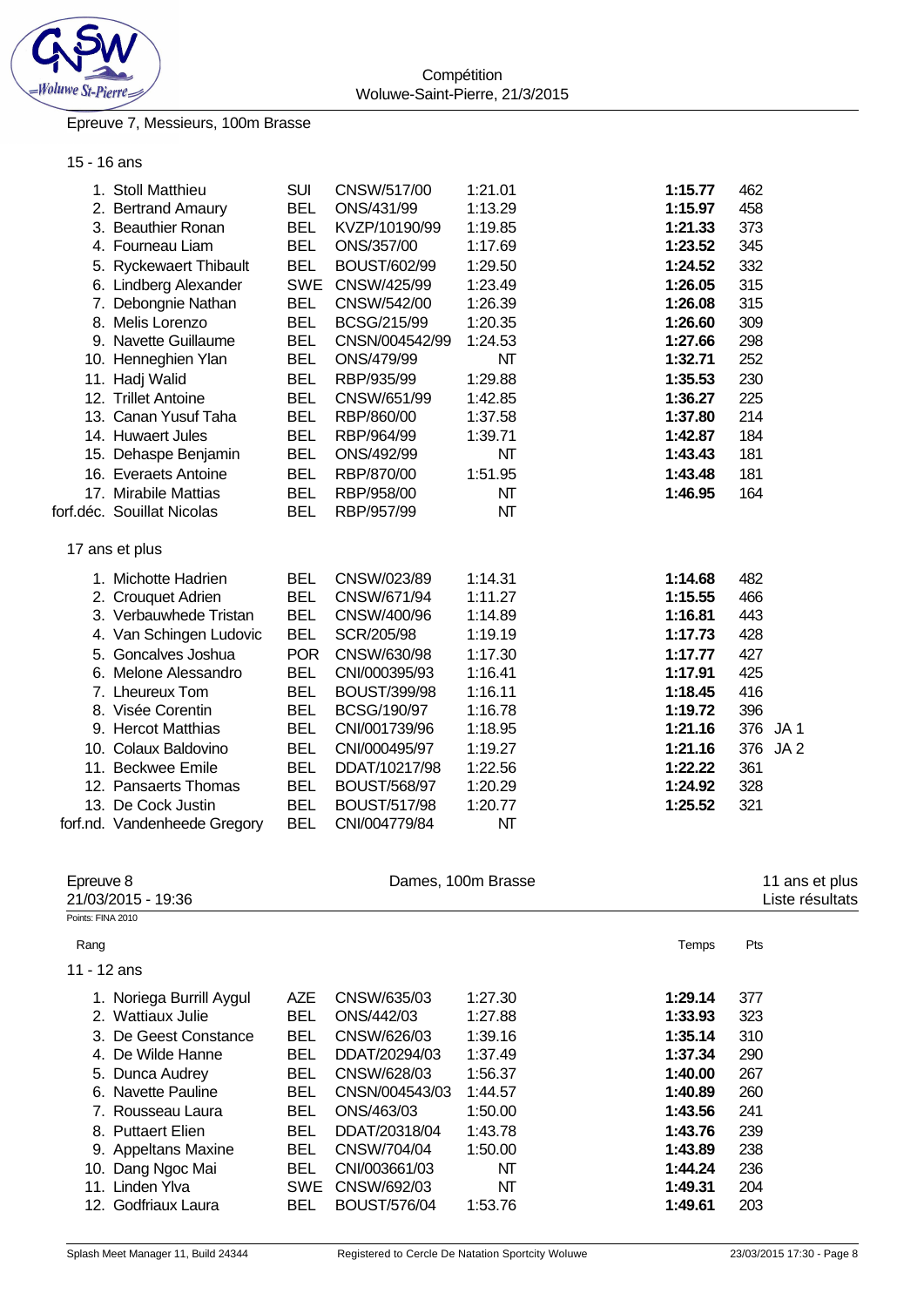Epreuve 7, Messieurs, 100m Brasse

15 - 16 ans

| Rang | Nom | Nat. | Club | Temps d'engagement | Temps | Pts | |
|---|---|---|---|---|---|---|---|
| 1. | Stoll Matthieu | SUI | CNSW/517/00 | 1:21.01 | **1:15.77** | 462 | |
| 2. | Bertrand Amaury | BEL | ONS/431/99 | 1:13.29 | **1:15.97** | 458 | |
| 3. | Beauthier Ronan | BEL | KVZP/10190/99 | 1:19.85 | **1:21.33** | 373 | |
| 4. | Fourneau Liam | BEL | ONS/357/00 | 1:17.69 | **1:23.52** | 345 | |
| 5. | Ryckewaert Thibault | BEL | BOUST/602/99 | 1:29.50 | **1:24.52** | 332 | |
| 6. | Lindberg Alexander | SWE | CNSW/425/99 | 1:23.49 | **1:26.05** | 315 | |
| 7. | Debongnie Nathan | BEL | CNSW/542/00 | 1:26.39 | **1:26.08** | 315 | |
| 8. | Melis Lorenzo | BEL | BCSG/215/99 | 1:20.35 | **1:26.60** | 309 | |
| 9. | Navette Guillaume | BEL | CNSN/004542/99 | 1:24.53 | **1:27.66** | 298 | |
| 10. | Henneghien Ylan | BEL | ONS/479/99 | NT | **1:32.71** | 252 | |
| 11. | Hadj Walid | BEL | RBP/935/99 | 1:29.88 | **1:35.53** | 230 | |
| 12. | Trillet Antoine | BEL | CNSW/651/99 | 1:42.85 | **1:36.27** | 225 | |
| 13. | Canan Yusuf Taha | BEL | RBP/860/00 | 1:37.58 | **1:37.80** | 214 | |
| 14. | Huwaert Jules | BEL | RBP/964/99 | 1:39.71 | **1:42.87** | 184 | |
| 15. | Dehaspe Benjamin | BEL | ONS/492/99 | NT | **1:43.43** | 181 | |
| 16. | Everaets Antoine | BEL | RBP/870/00 | 1:51.95 | **1:43.48** | 181 | |
| 17. | Mirabile Mattias | BEL | RBP/958/00 | NT | **1:46.95** | 164 | |
| forf.déc. | Souillat Nicolas | BEL | RBP/957/99 | NT | | | |

17 ans et plus

| Rang | Nom | Nat. | Club | Temps d'engagement | Temps | Pts | |
|---|---|---|---|---|---|---|---|
| 1. | Michotte Hadrien | BEL | CNSW/023/89 | 1:14.31 | **1:14.68** | 482 | |
| 2. | Crouquet Adrien | BEL | CNSW/671/94 | 1:11.27 | **1:15.55** | 466 | |
| 3. | Verbauwhede Tristan | BEL | CNSW/400/96 | 1:14.89 | **1:16.81** | 443 | |
| 4. | Van Schingen Ludovic | BEL | SCR/205/98 | 1:19.19 | **1:17.73** | 428 | |
| 5. | Goncalves Joshua | POR | CNSW/630/98 | 1:17.30 | **1:17.77** | 427 | |
| 6. | Melone Alessandro | BEL | CNI/000395/93 | 1:16.41 | **1:17.91** | 425 | |
| 7. | Lheureux Tom | BEL | BOUST/399/98 | 1:16.11 | **1:18.45** | 416 | |
| 8. | Visée Corentin | BEL | BCSG/190/97 | 1:16.78 | **1:19.72** | 396 | |
| 9. | Hercot Matthias | BEL | CNI/001739/96 | 1:18.95 | **1:21.16** | 376 | JA 1 |
| 10. | Colaux Baldovino | BEL | CNI/000495/97 | 1:19.27 | **1:21.16** | 376 | JA 2 |
| 11. | Beckwee Emile | BEL | DDAT/10217/98 | 1:22.56 | **1:22.22** | 361 | |
| 12. | Pansaerts Thomas | BEL | BOUST/568/97 | 1:20.29 | **1:24.92** | 328 | |
| 13. | De Cock Justin | BEL | BOUST/517/98 | 1:20.77 | **1:25.52** | 321 | |
| forf.nd. | Vandenheede Gregory | BEL | CNI/004779/84 | NT | | | |

Epreuve 8 — Dames, 100m Brasse — 11 ans et plus

21/03/2015 - 19:36 — Liste résultats

Points: FINA 2010

11 - 12 ans

| Rang | Nom | Nat. | Club | Temps d'engagement | Temps | Pts |
|---|---|---|---|---|---|---|
| 1. | Noriega Burrill Aygul | AZE | CNSW/635/03 | 1:27.30 | **1:29.14** | 377 |
| 2. | Wattiaux Julie | BEL | ONS/442/03 | 1:27.88 | **1:33.93** | 323 |
| 3. | De Geest Constance | BEL | CNSW/626/03 | 1:39.16 | **1:35.14** | 310 |
| 4. | De Wilde Hanne | BEL | DDAT/20294/03 | 1:37.49 | **1:37.34** | 290 |
| 5. | Dunca Audrey | BEL | CNSW/628/03 | 1:56.37 | **1:40.00** | 267 |
| 6. | Navette Pauline | BEL | CNSN/004543/03 | 1:44.57 | **1:40.89** | 260 |
| 7. | Rousseau Laura | BEL | ONS/463/03 | 1:50.00 | **1:43.56** | 241 |
| 8. | Puttaert Elien | BEL | DDAT/20318/04 | 1:43.78 | **1:43.76** | 239 |
| 9. | Appeltans Maxine | BEL | CNSW/704/04 | 1:50.00 | **1:43.89** | 238 |
| 10. | Dang Ngoc Mai | BEL | CNI/003661/03 | NT | **1:44.24** | 236 |
| 11. | Linden Ylva | SWE | CNSW/692/03 | NT | **1:49.31** | 204 |
| 12. | Godfriaux Laura | BEL | BOUST/576/04 | 1:53.76 | **1:49.61** | 203 |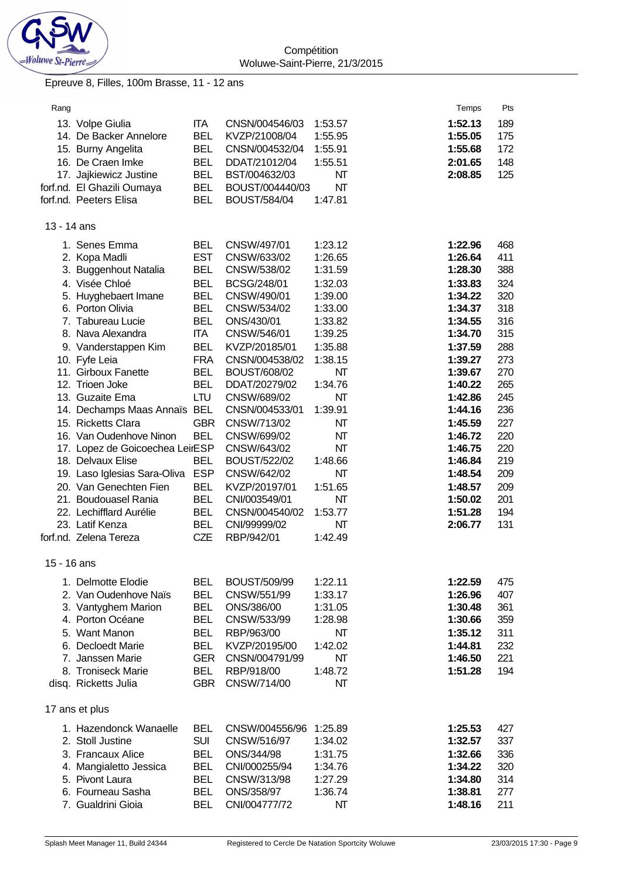Compétition
Woluwe-Saint-Pierre, 21/3/2015

Epreuve 8, Filles, 100m Brasse, 11 - 12 ans

| Rang | | | | | Temps | Pts |
|---|---|---|---|---|---|---|
| 13. | Volpe Giulia | ITA | CNSN/004546/03 | 1:53.57 | **1:52.13** | 189 |
| 14. | De Backer Annelore | BEL | KVZP/21008/04 | 1:55.95 | **1:55.05** | 175 |
| 15. | Burny Angelita | BEL | CNSN/004532/04 | 1:55.91 | **1:55.68** | 172 |
| 16. | De Craen Imke | BEL | DDAT/21012/04 | 1:55.51 | **2:01.65** | 148 |
| 17. | Jajkiewicz Justine | BEL | BST/004632/03 | NT | **2:08.85** | 125 |
| forf.nd. | El Ghazili Oumaya | BEL | BOUST/004440/03 | NT | | |
| forf.nd. | Peeters Elisa | BEL | BOUST/584/04 | 1:47.81 | | |

13 - 14 ans

| Rang | | | | | Temps | Pts |
|---|---|---|---|---|---|---|
| 1. | Senes Emma | BEL | CNSW/497/01 | 1:23.12 | **1:22.96** | 468 |
| 2. | Kopa Madli | EST | CNSW/633/02 | 1:26.65 | **1:26.64** | 411 |
| 3. | Buggenhout Natalia | BEL | CNSW/538/02 | 1:31.59 | **1:28.30** | 388 |
| 4. | Visée Chloé | BEL | BCSG/248/01 | 1:32.03 | **1:33.83** | 324 |
| 5. | Huyghebaert Imane | BEL | CNSW/490/01 | 1:39.00 | **1:34.22** | 320 |
| 6. | Porton Olivia | BEL | CNSW/534/02 | 1:33.00 | **1:34.37** | 318 |
| 7. | Tabureau Lucie | BEL | ONS/430/01 | 1:33.82 | **1:34.55** | 316 |
| 8. | Nava Alexandra | ITA | CNSW/546/01 | 1:39.25 | **1:34.70** | 315 |
| 9. | Vanderstappen Kim | BEL | KVZP/20185/01 | 1:35.88 | **1:37.59** | 288 |
| 10. | Fyfe Leia | FRA | CNSN/004538/02 | 1:38.15 | **1:39.27** | 273 |
| 11. | Girboux Fanette | BEL | BOUST/608/02 | NT | **1:39.67** | 270 |
| 12. | Trioen Joke | BEL | DDAT/20279/02 | 1:34.76 | **1:40.22** | 265 |
| 13. | Guzaite Ema | LTU | CNSW/689/02 | NT | **1:42.86** | 245 |
| 14. | Dechamps Maas Annaïs | BEL | CNSN/004533/01 | 1:39.91 | **1:44.16** | 236 |
| 15. | Ricketts Clara | GBR | CNSW/713/02 | NT | **1:45.59** | 227 |
| 16. | Van Oudenhove Ninon | BEL | CNSW/699/02 | NT | **1:46.72** | 220 |
| 17. | Lopez de Goicoechea Leir | ESP | CNSW/643/02 | NT | **1:46.75** | 220 |
| 18. | Delvaux Elise | BEL | BOUST/522/02 | 1:48.66 | **1:46.84** | 219 |
| 19. | Laso Iglesias Sara-Oliva | ESP | CNSW/642/02 | NT | **1:48.54** | 209 |
| 20. | Van Genechten Fien | BEL | KVZP/20197/01 | 1:51.65 | **1:48.57** | 209 |
| 21. | Boudouasel Rania | BEL | CNI/003549/01 | NT | **1:50.02** | 201 |
| 22. | Lechifflard Aurélie | BEL | CNSN/004540/02 | 1:53.77 | **1:51.28** | 194 |
| 23. | Latif Kenza | BEL | CNI/99999/02 | NT | **2:06.77** | 131 |
| forf.nd. | Zelena Tereza | CZE | RBP/942/01 | 1:42.49 | | |

15 - 16 ans

| Rang | | | | | Temps | Pts |
|---|---|---|---|---|---|---|
| 1. | Delmotte Elodie | BEL | BOUST/509/99 | 1:22.11 | **1:22.59** | 475 |
| 2. | Van Oudenhove Naïs | BEL | CNSW/551/99 | 1:33.17 | **1:26.96** | 407 |
| 3. | Vantyghem Marion | BEL | ONS/386/00 | 1:31.05 | **1:30.48** | 361 |
| 4. | Porton Océane | BEL | CNSW/533/99 | 1:28.98 | **1:30.66** | 359 |
| 5. | Want Manon | BEL | RBP/963/00 | NT | **1:35.12** | 311 |
| 6. | Decloedt Marie | BEL | KVZP/20195/00 | 1:42.02 | **1:44.81** | 232 |
| 7. | Janssen Marie | GER | CNSN/004791/99 | NT | **1:46.50** | 221 |
| 8. | Troniseck Marie | BEL | RBP/918/00 | 1:48.72 | **1:51.28** | 194 |
| disq. | Ricketts Julia | GBR | CNSW/714/00 | NT | | |

17 ans et plus

| Rang | | | | | Temps | Pts |
|---|---|---|---|---|---|---|
| 1. | Hazendonck Wanaelle | BEL | CNSW/004556/96 | 1:25.89 | **1:25.53** | 427 |
| 2. | Stoll Justine | SUI | CNSW/516/97 | 1:34.02 | **1:32.57** | 337 |
| 3. | Francaux Alice | BEL | ONS/344/98 | 1:31.75 | **1:32.66** | 336 |
| 4. | Mangialetto Jessica | BEL | CNI/000255/94 | 1:34.76 | **1:34.22** | 320 |
| 5. | Pivont Laura | BEL | CNSW/313/98 | 1:27.29 | **1:34.80** | 314 |
| 6. | Fourneau Sasha | BEL | ONS/358/97 | 1:36.74 | **1:38.81** | 277 |
| 7. | Gualdrini Gioia | BEL | CNI/004777/72 | NT | **1:48.16** | 211 |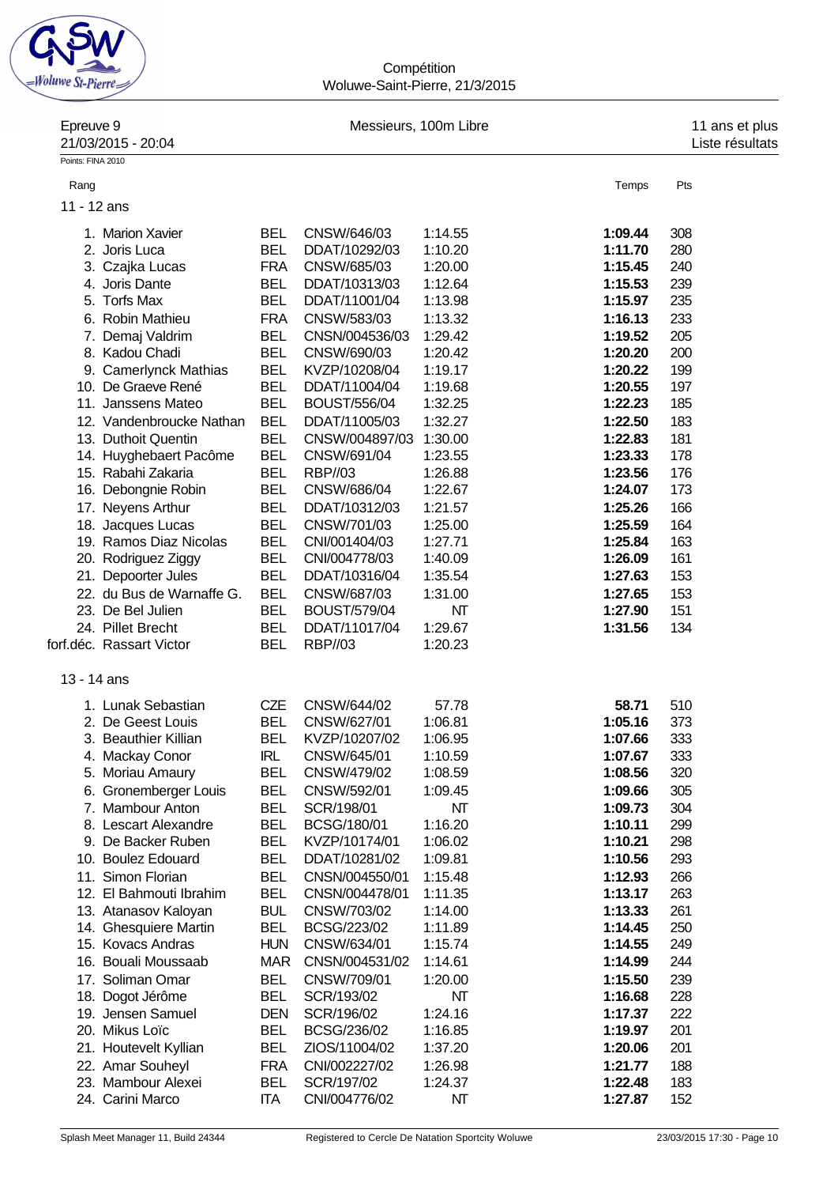Compétition
Woluwe-Saint-Pierre, 21/3/2015

Epreuve 9 — Messieurs, 100m Libre — 11 ans et plus
21/03/2015 - 20:04 — Liste résultats
Points: FINA 2010

### 11 - 12 ans

| Rang | Nom | Nat. | Club | Temps d'engagement | Temps | Pts |
|---|---|---|---|---|---|---|
| 1. | Marion Xavier | BEL | CNSW/646/03 | 1:14.55 | **1:09.44** | 308 |
| 2. | Joris Luca | BEL | DDAT/10292/03 | 1:10.20 | **1:11.70** | 280 |
| 3. | Czajka Lucas | FRA | CNSW/685/03 | 1:20.00 | **1:15.45** | 240 |
| 4. | Joris Dante | BEL | DDAT/10313/03 | 1:12.64 | **1:15.53** | 239 |
| 5. | Torfs Max | BEL | DDAT/11001/04 | 1:13.98 | **1:15.97** | 235 |
| 6. | Robin Mathieu | FRA | CNSW/583/03 | 1:13.32 | **1:16.13** | 233 |
| 7. | Demaj Valdrim | BEL | CNSN/004536/03 | 1:29.42 | **1:19.52** | 205 |
| 8. | Kadou Chadi | BEL | CNSW/690/03 | 1:20.42 | **1:20.20** | 200 |
| 9. | Camerlynck Mathias | BEL | KVZP/10208/04 | 1:19.17 | **1:20.22** | 199 |
| 10. | De Graeve René | BEL | DDAT/11004/04 | 1:19.68 | **1:20.55** | 197 |
| 11. | Janssens Mateo | BEL | BOUST/556/04 | 1:32.25 | **1:22.23** | 185 |
| 12. | Vandenbroucke Nathan | BEL | DDAT/11005/03 | 1:32.27 | **1:22.50** | 183 |
| 13. | Duthoit Quentin | BEL | CNSW/004897/03 | 1:30.00 | **1:22.83** | 181 |
| 14. | Huyghebaert Pacôme | BEL | CNSW/691/04 | 1:23.55 | **1:23.33** | 178 |
| 15. | Rabahi Zakaria | BEL | RBP//03 | 1:26.88 | **1:23.56** | 176 |
| 16. | Debongnie Robin | BEL | CNSW/686/04 | 1:22.67 | **1:24.07** | 173 |
| 17. | Neyens Arthur | BEL | DDAT/10312/03 | 1:21.57 | **1:25.26** | 166 |
| 18. | Jacques Lucas | BEL | CNSW/701/03 | 1:25.00 | **1:25.59** | 164 |
| 19. | Ramos Diaz Nicolas | BEL | CNI/001404/03 | 1:27.71 | **1:25.84** | 163 |
| 20. | Rodriguez Ziggy | BEL | CNI/004778/03 | 1:40.09 | **1:26.09** | 161 |
| 21. | Depoorter Jules | BEL | DDAT/10316/04 | 1:35.54 | **1:27.63** | 153 |
| 22. | du Bus de Warnaffe G. | BEL | CNSW/687/03 | 1:31.00 | **1:27.65** | 153 |
| 23. | De Bel Julien | BEL | BOUST/579/04 | NT | **1:27.90** | 151 |
| 24. | Pillet Brecht | BEL | DDAT/11017/04 | 1:29.67 | **1:31.56** | 134 |
| forf.déc. | Rassart Victor | BEL | RBP//03 | 1:20.23 | | |

### 13 - 14 ans

| Rang | Nom | Nat. | Club | Temps d'engagement | Temps | Pts |
|---|---|---|---|---|---|---|
| 1. | Lunak Sebastian | CZE | CNSW/644/02 | 57.78 | **58.71** | 510 |
| 2. | De Geest Louis | BEL | CNSW/627/01 | 1:06.81 | **1:05.16** | 373 |
| 3. | Beauthier Killian | BEL | KVZP/10207/02 | 1:06.95 | **1:07.66** | 333 |
| 4. | Mackay Conor | IRL | CNSW/645/01 | 1:10.59 | **1:07.67** | 333 |
| 5. | Moriau Amaury | BEL | CNSW/479/02 | 1:08.59 | **1:08.56** | 320 |
| 6. | Gronemberger Louis | BEL | CNSW/592/01 | 1:09.45 | **1:09.66** | 305 |
| 7. | Mambour Anton | BEL | SCR/198/01 | NT | **1:09.73** | 304 |
| 8. | Lescart Alexandre | BEL | BCSG/180/01 | 1:16.20 | **1:10.11** | 299 |
| 9. | De Backer Ruben | BEL | KVZP/10174/01 | 1:06.02 | **1:10.21** | 298 |
| 10. | Boulez Edouard | BEL | DDAT/10281/02 | 1:09.81 | **1:10.56** | 293 |
| 11. | Simon Florian | BEL | CNSN/004550/01 | 1:15.48 | **1:12.93** | 266 |
| 12. | El Bahmouti Ibrahim | BEL | CNSN/004478/01 | 1:11.35 | **1:13.17** | 263 |
| 13. | Atanasov Kaloyan | BUL | CNSW/703/02 | 1:14.00 | **1:13.33** | 261 |
| 14. | Ghesquiere Martin | BEL | BCSG/223/02 | 1:11.89 | **1:14.45** | 250 |
| 15. | Kovacs Andras | HUN | CNSW/634/01 | 1:15.74 | **1:14.55** | 249 |
| 16. | Bouali Moussaab | MAR | CNSN/004531/02 | 1:14.61 | **1:14.99** | 244 |
| 17. | Soliman Omar | BEL | CNSW/709/01 | 1:20.00 | **1:15.50** | 239 |
| 18. | Dogot Jérôme | BEL | SCR/193/02 | NT | **1:16.68** | 228 |
| 19. | Jensen Samuel | DEN | SCR/196/02 | 1:24.16 | **1:17.37** | 222 |
| 20. | Mikus Loïc | BEL | BCSG/236/02 | 1:16.85 | **1:19.97** | 201 |
| 21. | Houtevelt Kyllian | BEL | ZIOS/11004/02 | 1:37.20 | **1:20.06** | 201 |
| 22. | Amar Souheyl | FRA | CNI/002227/02 | 1:26.98 | **1:21.77** | 188 |
| 23. | Mambour Alexei | BEL | SCR/197/02 | 1:24.37 | **1:22.48** | 183 |
| 24. | Carini Marco | ITA | CNI/004776/02 | NT | **1:27.87** | 152 |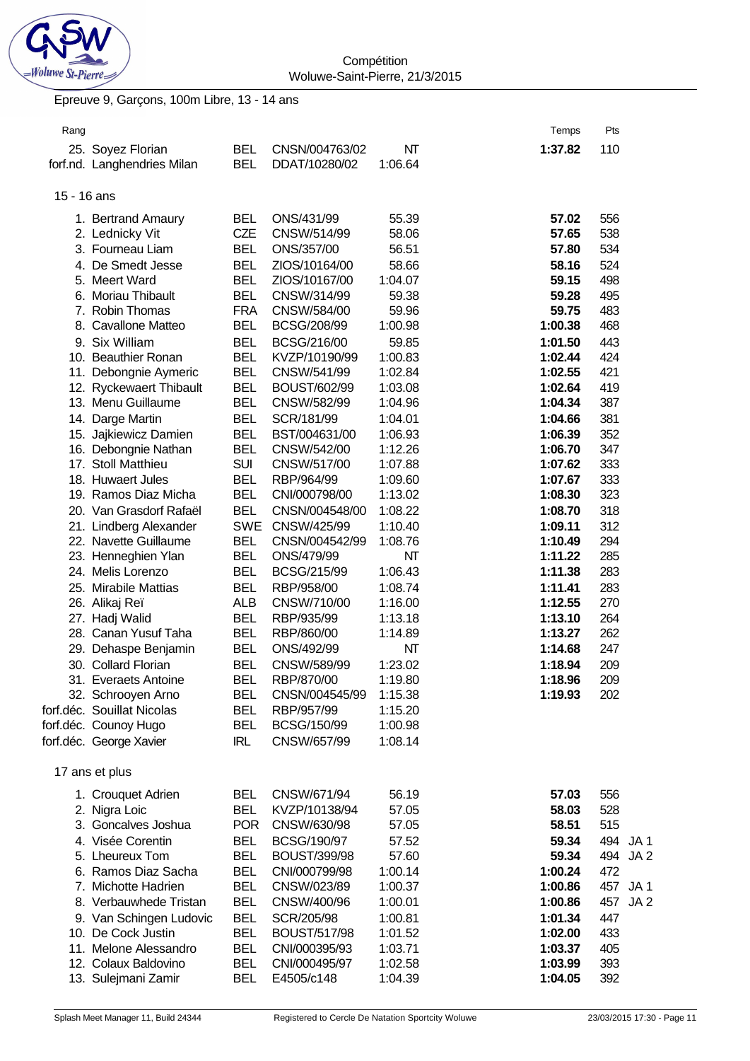Compétition
Woluwe-Saint-Pierre, 21/3/2015

Epreuve 9, Garçons, 100m Libre, 13 - 14 ans

| Rang | Nom | Nat. | Club | Temps d'inscription | Temps | Pts | |
|---|---|---|---|---|---|---|---|
| 25. | Soyez Florian | BEL | CNSN/004763/02 | NT | **1:37.82** | 110 | |
| forf.nd. | Langhendries Milan | BEL | DDAT/10280/02 | 1:06.64 | | | |

15 - 16 ans

| Rang | Nom | Nat. | Club | Temps d'inscription | Temps | Pts | |
|---|---|---|---|---|---|---|---|
| 1. | Bertrand Amaury | BEL | ONS/431/99 | 55.39 | **57.02** | 556 | |
| 2. | Lednicky Vit | CZE | CNSW/514/99 | 58.06 | **57.65** | 538 | |
| 3. | Fourneau Liam | BEL | ONS/357/00 | 56.51 | **57.80** | 534 | |
| 4. | De Smedt Jesse | BEL | ZIOS/10164/00 | 58.66 | **58.16** | 524 | |
| 5. | Meert Ward | BEL | ZIOS/10167/00 | 1:04.07 | **59.15** | 498 | |
| 6. | Moriau Thibault | BEL | CNSW/314/99 | 59.38 | **59.28** | 495 | |
| 7. | Robin Thomas | FRA | CNSW/584/00 | 59.96 | **59.75** | 483 | |
| 8. | Cavallone Matteo | BEL | BCSG/208/99 | 1:00.98 | **1:00.38** | 468 | |
| 9. | Six William | BEL | BCSG/216/00 | 59.85 | **1:01.50** | 443 | |
| 10. | Beauthier Ronan | BEL | KVZP/10190/99 | 1:00.83 | **1:02.44** | 424 | |
| 11. | Debongnie Aymeric | BEL | CNSW/541/99 | 1:02.84 | **1:02.55** | 421 | |
| 12. | Ryckewaert Thibault | BEL | BOUST/602/99 | 1:03.08 | **1:02.64** | 419 | |
| 13. | Menu Guillaume | BEL | CNSW/582/99 | 1:04.96 | **1:04.34** | 387 | |
| 14. | Darge Martin | BEL | SCR/181/99 | 1:04.01 | **1:04.66** | 381 | |
| 15. | Jajkiewicz Damien | BEL | BST/004631/00 | 1:06.93 | **1:06.39** | 352 | |
| 16. | Debongnie Nathan | BEL | CNSW/542/00 | 1:12.26 | **1:06.70** | 347 | |
| 17. | Stoll Matthieu | SUI | CNSW/517/00 | 1:07.88 | **1:07.62** | 333 | |
| 18. | Huwaert Jules | BEL | RBP/964/99 | 1:09.60 | **1:07.67** | 333 | |
| 19. | Ramos Diaz Micha | BEL | CNI/000798/00 | 1:13.02 | **1:08.30** | 323 | |
| 20. | Van Grasdorf Rafaël | BEL | CNSN/004548/00 | 1:08.22 | **1:08.70** | 318 | |
| 21. | Lindberg Alexander | SWE | CNSW/425/99 | 1:10.40 | **1:09.11** | 312 | |
| 22. | Navette Guillaume | BEL | CNSN/004542/99 | 1:08.76 | **1:10.49** | 294 | |
| 23. | Henneghien Ylan | BEL | ONS/479/99 | NT | **1:11.22** | 285 | |
| 24. | Melis Lorenzo | BEL | BCSG/215/99 | 1:06.43 | **1:11.38** | 283 | |
| 25. | Mirabile Mattias | BEL | RBP/958/00 | 1:08.74 | **1:11.41** | 283 | |
| 26. | Alikaj Reï | ALB | CNSW/710/00 | 1:16.00 | **1:12.55** | 270 | |
| 27. | Hadj Walid | BEL | RBP/935/99 | 1:13.18 | **1:13.10** | 264 | |
| 28. | Canan Yusuf Taha | BEL | RBP/860/00 | 1:14.89 | **1:13.27** | 262 | |
| 29. | Dehaspe Benjamin | BEL | ONS/492/99 | NT | **1:14.68** | 247 | |
| 30. | Collard Florian | BEL | CNSW/589/99 | 1:23.02 | **1:18.94** | 209 | |
| 31. | Everaets Antoine | BEL | RBP/870/00 | 1:19.80 | **1:18.96** | 209 | |
| 32. | Schrooyen Arno | BEL | CNSN/004545/99 | 1:15.38 | **1:19.93** | 202 | |
| forf.déc. | Souillat Nicolas | BEL | RBP/957/99 | 1:15.20 | | | |
| forf.déc. | Counoy Hugo | BEL | BCSG/150/99 | 1:00.98 | | | |
| forf.déc. | George Xavier | IRL | CNSW/657/99 | 1:08.14 | | | |

17 ans et plus

| Rang | Nom | Nat. | Club | Temps d'inscription | Temps | Pts | |
|---|---|---|---|---|---|---|---|
| 1. | Crouquet Adrien | BEL | CNSW/671/94 | 56.19 | **57.03** | 556 | |
| 2. | Nigra Loic | BEL | KVZP/10138/94 | 57.05 | **58.03** | 528 | |
| 3. | Goncalves Joshua | POR | CNSW/630/98 | 57.05 | **58.51** | 515 | |
| 4. | Visée Corentin | BEL | BCSG/190/97 | 57.52 | **59.34** | 494 | JA 1 |
| 5. | Lheureux Tom | BEL | BOUST/399/98 | 57.60 | **59.34** | 494 | JA 2 |
| 6. | Ramos Diaz Sacha | BEL | CNI/000799/98 | 1:00.14 | **1:00.24** | 472 | |
| 7. | Michotte Hadrien | BEL | CNSW/023/89 | 1:00.37 | **1:00.86** | 457 | JA 1 |
| 8. | Verbauwhede Tristan | BEL | CNSW/400/96 | 1:00.01 | **1:00.86** | 457 | JA 2 |
| 9. | Van Schingen Ludovic | BEL | SCR/205/98 | 1:00.81 | **1:01.34** | 447 | |
| 10. | De Cock Justin | BEL | BOUST/517/98 | 1:01.52 | **1:02.00** | 433 | |
| 11. | Melone Alessandro | BEL | CNI/000395/93 | 1:03.71 | **1:03.37** | 405 | |
| 12. | Colaux Baldovino | BEL | CNI/000495/97 | 1:02.58 | **1:03.99** | 393 | |
| 13. | Sulejmani Zamir | BEL | E4505/c148 | 1:04.39 | **1:04.05** | 392 | |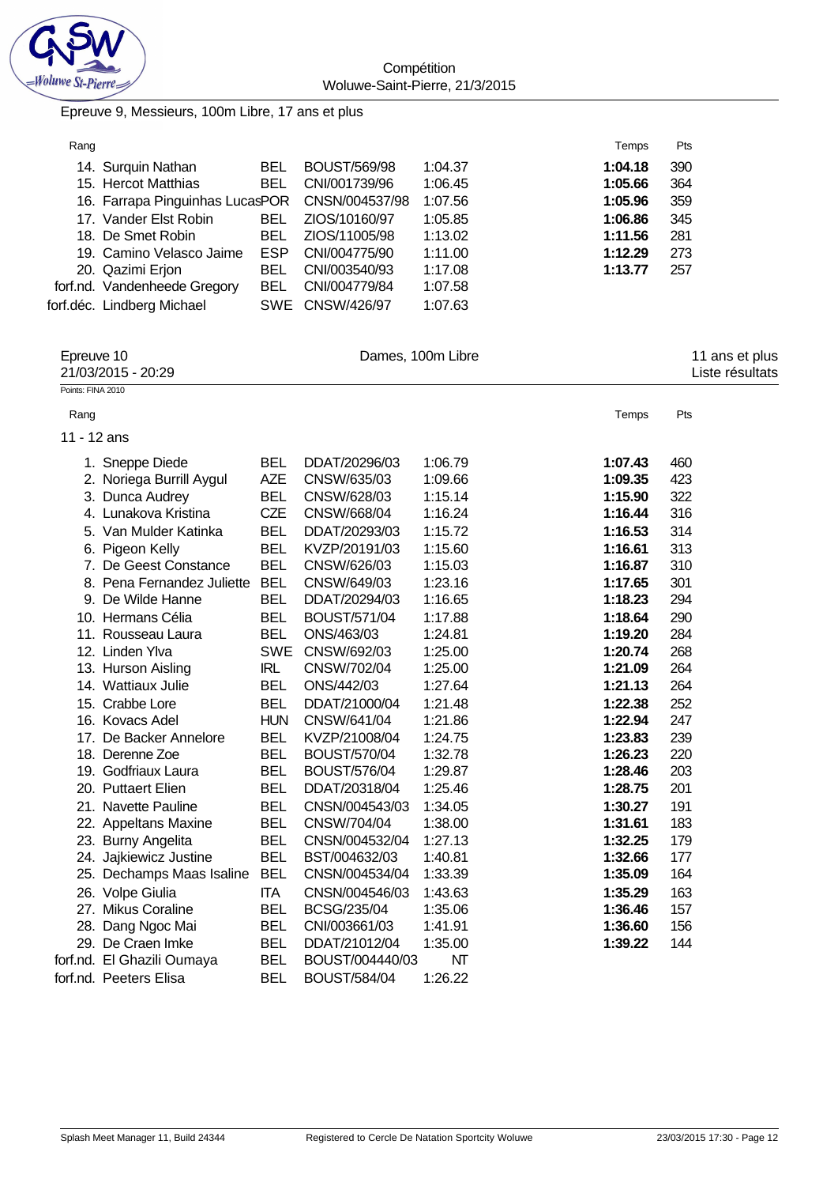Compétition
Woluwe-Saint-Pierre, 21/3/2015

Epreuve 9, Messieurs, 100m Libre, 17 ans et plus

| Rang | | | | | Temps | Pts |
|---|---|---|---|---|---|---|
| 14. | Surquin Nathan | BEL | BOUST/569/98 | 1:04.37 | **1:04.18** | 390 |
| 15. | Hercot Matthias | BEL | CNI/001739/96 | 1:06.45 | **1:05.66** | 364 |
| 16. | Farrapa Pinguinhas Lucas | POR | CNSN/004537/98 | 1:07.56 | **1:05.96** | 359 |
| 17. | Vander Elst Robin | BEL | ZIOS/10160/97 | 1:05.85 | **1:06.86** | 345 |
| 18. | De Smet Robin | BEL | ZIOS/11005/98 | 1:13.02 | **1:11.56** | 281 |
| 19. | Camino Velasco Jaime | ESP | CNI/004775/90 | 1:11.00 | **1:12.29** | 273 |
| 20. | Qazimi Erjon | BEL | CNI/003540/93 | 1:17.08 | **1:13.77** | 257 |
| forf.nd. | Vandenheede Gregory | BEL | CNI/004779/84 | 1:07.58 | | |
| forf.déc. | Lindberg Michael | SWE | CNSW/426/97 | 1:07.63 | | |

Epreuve 10 — Dames, 100m Libre — 11 ans et plus
21/03/2015 - 20:29 — Liste résultats

Points: FINA 2010

**11 - 12 ans**

| Rang | | | | | Temps | Pts |
|---|---|---|---|---|---|---|
| 1. | Sneppe Diede | BEL | DDAT/20296/03 | 1:06.79 | **1:07.43** | 460 |
| 2. | Noriega Burrill Aygul | AZE | CNSW/635/03 | 1:09.66 | **1:09.35** | 423 |
| 3. | Dunca Audrey | BEL | CNSW/628/03 | 1:15.14 | **1:15.90** | 322 |
| 4. | Lunakova Kristina | CZE | CNSW/668/04 | 1:16.24 | **1:16.44** | 316 |
| 5. | Van Mulder Katinka | BEL | DDAT/20293/03 | 1:15.72 | **1:16.53** | 314 |
| 6. | Pigeon Kelly | BEL | KVZP/20191/03 | 1:15.60 | **1:16.61** | 313 |
| 7. | De Geest Constance | BEL | CNSW/626/03 | 1:15.03 | **1:16.87** | 310 |
| 8. | Pena Fernandez Juliette | BEL | CNSW/649/03 | 1:23.16 | **1:17.65** | 301 |
| 9. | De Wilde Hanne | BEL | DDAT/20294/03 | 1:16.65 | **1:18.23** | 294 |
| 10. | Hermans Célia | BEL | BOUST/571/04 | 1:17.88 | **1:18.64** | 290 |
| 11. | Rousseau Laura | BEL | ONS/463/03 | 1:24.81 | **1:19.20** | 284 |
| 12. | Linden Ylva | SWE | CNSW/692/03 | 1:25.00 | **1:20.74** | 268 |
| 13. | Hurson Aisling | IRL | CNSW/702/04 | 1:25.00 | **1:21.09** | 264 |
| 14. | Wattiaux Julie | BEL | ONS/442/03 | 1:27.64 | **1:21.13** | 264 |
| 15. | Crabbe Lore | BEL | DDAT/21000/04 | 1:21.48 | **1:22.38** | 252 |
| 16. | Kovacs Adel | HUN | CNSW/641/04 | 1:21.86 | **1:22.94** | 247 |
| 17. | De Backer Annelore | BEL | KVZP/21008/04 | 1:24.75 | **1:23.83** | 239 |
| 18. | Derenne Zoe | BEL | BOUST/570/04 | 1:32.78 | **1:26.23** | 220 |
| 19. | Godfriaux Laura | BEL | BOUST/576/04 | 1:29.87 | **1:28.46** | 203 |
| 20. | Puttaert Elien | BEL | DDAT/20318/04 | 1:25.46 | **1:28.75** | 201 |
| 21. | Navette Pauline | BEL | CNSN/004543/03 | 1:34.05 | **1:30.27** | 191 |
| 22. | Appeltans Maxine | BEL | CNSW/704/04 | 1:38.00 | **1:31.61** | 183 |
| 23. | Burny Angelita | BEL | CNSN/004532/04 | 1:27.13 | **1:32.25** | 179 |
| 24. | Jajkiewicz Justine | BEL | BST/004632/03 | 1:40.81 | **1:32.66** | 177 |
| 25. | Dechamps Maas Isaline | BEL | CNSN/004534/04 | 1:33.39 | **1:35.09** | 164 |
| 26. | Volpe Giulia | ITA | CNSN/004546/03 | 1:43.63 | **1:35.29** | 163 |
| 27. | Mikus Coraline | BEL | BCSG/235/04 | 1:35.06 | **1:36.46** | 157 |
| 28. | Dang Ngoc Mai | BEL | CNI/003661/03 | 1:41.91 | **1:36.60** | 156 |
| 29. | De Craen Imke | BEL | DDAT/21012/04 | 1:35.00 | **1:39.22** | 144 |
| forf.nd. | El Ghazili Oumaya | BEL | BOUST/004440/03 | NT | | |
| forf.nd. | Peeters Elisa | BEL | BOUST/584/04 | 1:26.22 | | |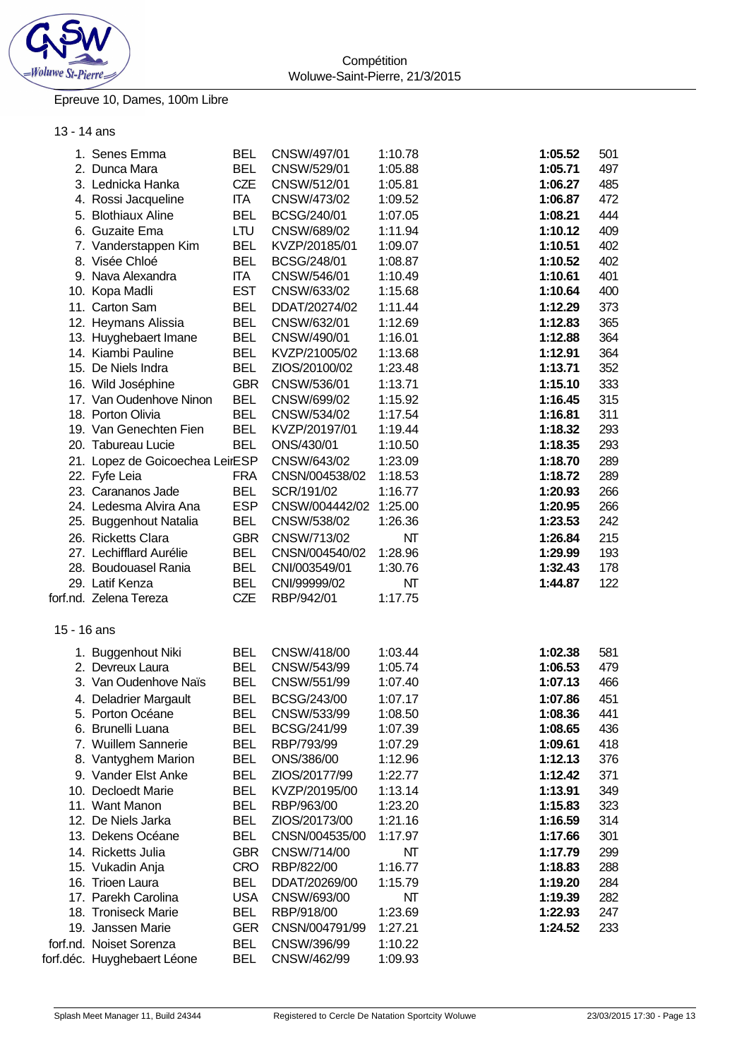Compétition
Woluwe-Saint-Pierre, 21/3/2015

Epreuve 10, Dames, 100m Libre

13 - 14 ans

| Place | Nom | Nat. | Club/Licence | Temps d'engagement | Temps | Points |
|---|---|---|---|---|---|---|
| 1. | Senes Emma | BEL | CNSW/497/01 | 1:10.78 | **1:05.52** | 501 |
| 2. | Dunca Mara | BEL | CNSW/529/01 | 1:05.88 | **1:05.71** | 497 |
| 3. | Lednicka Hanka | CZE | CNSW/512/01 | 1:05.81 | **1:06.27** | 485 |
| 4. | Rossi Jacqueline | ITA | CNSW/473/02 | 1:09.52 | **1:06.87** | 472 |
| 5. | Blothiaux Aline | BEL | BCSG/240/01 | 1:07.05 | **1:08.21** | 444 |
| 6. | Guzaite Ema | LTU | CNSW/689/02 | 1:11.94 | **1:10.12** | 409 |
| 7. | Vanderstappen Kim | BEL | KVZP/20185/01 | 1:09.07 | **1:10.51** | 402 |
| 8. | Visée Chloé | BEL | BCSG/248/01 | 1:08.87 | **1:10.52** | 402 |
| 9. | Nava Alexandra | ITA | CNSW/546/01 | 1:10.49 | **1:10.61** | 401 |
| 10. | Kopa Madli | EST | CNSW/633/02 | 1:15.68 | **1:10.64** | 400 |
| 11. | Carton Sam | BEL | DDAT/20274/02 | 1:11.44 | **1:12.29** | 373 |
| 12. | Heymans Alissia | BEL | CNSW/632/01 | 1:12.69 | **1:12.83** | 365 |
| 13. | Huyghebaert Imane | BEL | CNSW/490/01 | 1:16.01 | **1:12.88** | 364 |
| 14. | Kiambi Pauline | BEL | KVZP/21005/02 | 1:13.68 | **1:12.91** | 364 |
| 15. | De Niels Indra | BEL | ZIOS/20100/02 | 1:23.48 | **1:13.71** | 352 |
| 16. | Wild Joséphine | GBR | CNSW/536/01 | 1:13.71 | **1:15.10** | 333 |
| 17. | Van Oudenhove Ninon | BEL | CNSW/699/02 | 1:15.92 | **1:16.45** | 315 |
| 18. | Porton Olivia | BEL | CNSW/534/02 | 1:17.54 | **1:16.81** | 311 |
| 19. | Van Genechten Fien | BEL | KVZP/20197/01 | 1:19.44 | **1:18.32** | 293 |
| 20. | Tabureau Lucie | BEL | ONS/430/01 | 1:10.50 | **1:18.35** | 293 |
| 21. | Lopez de Goicoechea Leir | ESP | CNSW/643/02 | 1:23.09 | **1:18.70** | 289 |
| 22. | Fyfe Leia | FRA | CNSN/004538/02 | 1:18.53 | **1:18.72** | 289 |
| 23. | Carananos Jade | BEL | SCR/191/02 | 1:16.77 | **1:20.93** | 266 |
| 24. | Ledesma Alvira Ana | ESP | CNSW/004442/02 | 1:25.00 | **1:20.95** | 266 |
| 25. | Buggenhout Natalia | BEL | CNSW/538/02 | 1:26.36 | **1:23.53** | 242 |
| 26. | Ricketts Clara | GBR | CNSW/713/02 | NT | **1:26.84** | 215 |
| 27. | Lechifflard Aurélie | BEL | CNSN/004540/02 | 1:28.96 | **1:29.99** | 193 |
| 28. | Boudouasel Rania | BEL | CNI/003549/01 | 1:30.76 | **1:32.43** | 178 |
| 29. | Latif Kenza | BEL | CNI/99999/02 | NT | **1:44.87** | 122 |
| forf.nd. | Zelena Tereza | CZE | RBP/942/01 | 1:17.75 | | |

15 - 16 ans

| Place | Nom | Nat. | Club/Licence | Temps d'engagement | Temps | Points |
|---|---|---|---|---|---|---|
| 1. | Buggenhout Niki | BEL | CNSW/418/00 | 1:03.44 | **1:02.38** | 581 |
| 2. | Devreux Laura | BEL | CNSW/543/99 | 1:05.74 | **1:06.53** | 479 |
| 3. | Van Oudenhove Naïs | BEL | CNSW/551/99 | 1:07.40 | **1:07.13** | 466 |
| 4. | Deladrier Margault | BEL | BCSG/243/00 | 1:07.17 | **1:07.86** | 451 |
| 5. | Porton Océane | BEL | CNSW/533/99 | 1:08.50 | **1:08.36** | 441 |
| 6. | Brunelli Luana | BEL | BCSG/241/99 | 1:07.39 | **1:08.65** | 436 |
| 7. | Wuillem Sannerie | BEL | RBP/793/99 | 1:07.29 | **1:09.61** | 418 |
| 8. | Vantyghem Marion | BEL | ONS/386/00 | 1:12.96 | **1:12.13** | 376 |
| 9. | Vander Elst Anke | BEL | ZIOS/20177/99 | 1:22.77 | **1:12.42** | 371 |
| 10. | Decloedt Marie | BEL | KVZP/20195/00 | 1:13.14 | **1:13.91** | 349 |
| 11. | Want Manon | BEL | RBP/963/00 | 1:23.20 | **1:15.83** | 323 |
| 12. | De Niels Jarka | BEL | ZIOS/20173/00 | 1:21.16 | **1:16.59** | 314 |
| 13. | Dekens Océane | BEL | CNSN/004535/00 | 1:17.97 | **1:17.66** | 301 |
| 14. | Ricketts Julia | GBR | CNSW/714/00 | NT | **1:17.79** | 299 |
| 15. | Vukadin Anja | CRO | RBP/822/00 | 1:16.77 | **1:18.83** | 288 |
| 16. | Trioen Laura | BEL | DDAT/20269/00 | 1:15.79 | **1:19.20** | 284 |
| 17. | Parekh Carolina | USA | CNSW/693/00 | NT | **1:19.39** | 282 |
| 18. | Troniseck Marie | BEL | RBP/918/00 | 1:23.69 | **1:22.93** | 247 |
| 19. | Janssen Marie | GER | CNSN/004791/99 | 1:27.21 | **1:24.52** | 233 |
| forf.nd. | Noiset Sorenza | BEL | CNSW/396/99 | 1:10.22 | | |
| forf.déc. | Huyghebaert Léone | BEL | CNSW/462/99 | 1:09.93 | | |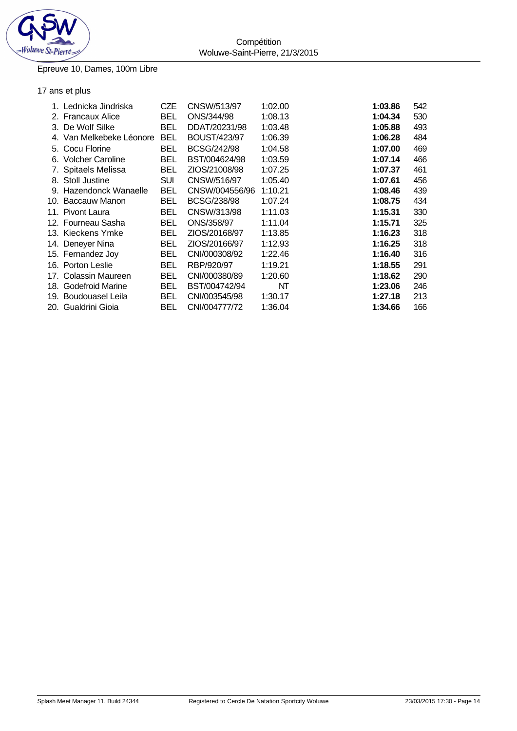Compétition
Woluwe-Saint-Pierre, 21/3/2015

Epreuve 10, Dames, 100m Libre

17 ans et plus

| | | | | | | |
|---|---|---|---|---|---|---|
| 1. | Lednicka Jindriska | CZE | CNSW/513/97 | 1:02.00 | **1:03.86** | 542 |
| 2. | Francaux Alice | BEL | ONS/344/98 | 1:08.13 | **1:04.34** | 530 |
| 3. | De Wolf Silke | BEL | DDAT/20231/98 | 1:03.48 | **1:05.88** | 493 |
| 4. | Van Melkebeke Léonore | BEL | BOUST/423/97 | 1:06.39 | **1:06.28** | 484 |
| 5. | Cocu Florine | BEL | BCSG/242/98 | 1:04.58 | **1:07.00** | 469 |
| 6. | Volcher Caroline | BEL | BST/004624/98 | 1:03.59 | **1:07.14** | 466 |
| 7. | Spitaels Melissa | BEL | ZIOS/21008/98 | 1:07.25 | **1:07.37** | 461 |
| 8. | Stoll Justine | SUI | CNSW/516/97 | 1:05.40 | **1:07.61** | 456 |
| 9. | Hazendonck Wanaelle | BEL | CNSW/004556/96 | 1:10.21 | **1:08.46** | 439 |
| 10. | Baccauw Manon | BEL | BCSG/238/98 | 1:07.24 | **1:08.75** | 434 |
| 11. | Pivont Laura | BEL | CNSW/313/98 | 1:11.03 | **1:15.31** | 330 |
| 12. | Fourneau Sasha | BEL | ONS/358/97 | 1:11.04 | **1:15.71** | 325 |
| 13. | Kieckens Ymke | BEL | ZIOS/20168/97 | 1:13.85 | **1:16.23** | 318 |
| 14. | Deneyer Nina | BEL | ZIOS/20166/97 | 1:12.93 | **1:16.25** | 318 |
| 15. | Fernandez Joy | BEL | CNI/000308/92 | 1:22.46 | **1:16.40** | 316 |
| 16. | Porton Leslie | BEL | RBP/920/97 | 1:19.21 | **1:18.55** | 291 |
| 17. | Colassin Maureen | BEL | CNI/000380/89 | 1:20.60 | **1:18.62** | 290 |
| 18. | Godefroid Marine | BEL | BST/004742/94 | NT | **1:23.06** | 246 |
| 19. | Boudouasel Leila | BEL | CNI/003545/98 | 1:30.17 | **1:27.18** | 213 |
| 20. | Gualdrini Gioia | BEL | CNI/004777/72 | 1:36.04 | **1:34.66** | 166 |